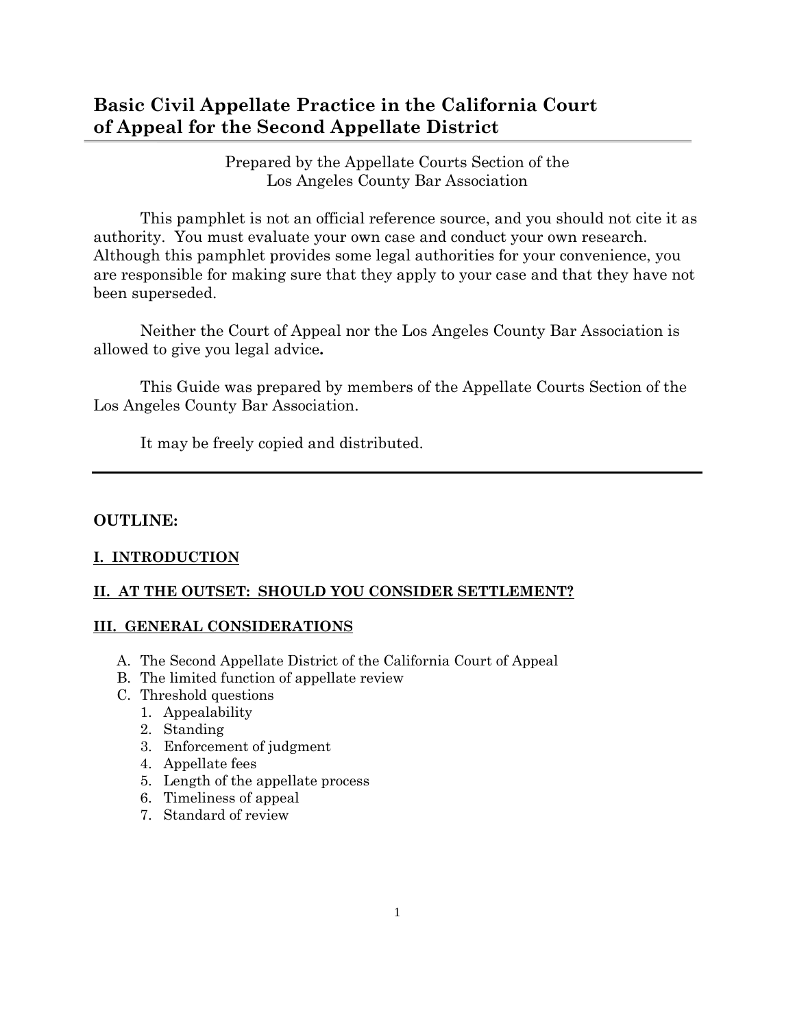# Basic Civil Appellate Practice in the California Court of Appeal for the Second Appellate District

Prepared by the Appellate Courts Section of the
Los Angeles County Bar Association

This pamphlet is not an official reference source, and you should not cite it as authority. You must evaluate your own case and conduct your own research. Although this pamphlet provides some legal authorities for your convenience, you are responsible for making sure that they apply to your case and that they have not been superseded.

Neither the Court of Appeal nor the Los Angeles County Bar Association is allowed to give you legal advice**.**

This Guide was prepared by members of the Appellate Courts Section of the Los Angeles County Bar Association.

It may be freely copied and distributed.

---

## OUTLINE:

### I. INTRODUCTION

### II. AT THE OUTSET: SHOULD YOU CONSIDER SETTLEMENT?

### III. GENERAL CONSIDERATIONS

A. The Second Appellate District of the California Court of Appeal
B. The limited function of appellate review
C. Threshold questions
   1. Appealability
   2. Standing
   3. Enforcement of judgment
   4. Appellate fees
   5. Length of the appellate process
   6. Timeliness of appeal
   7. Standard of review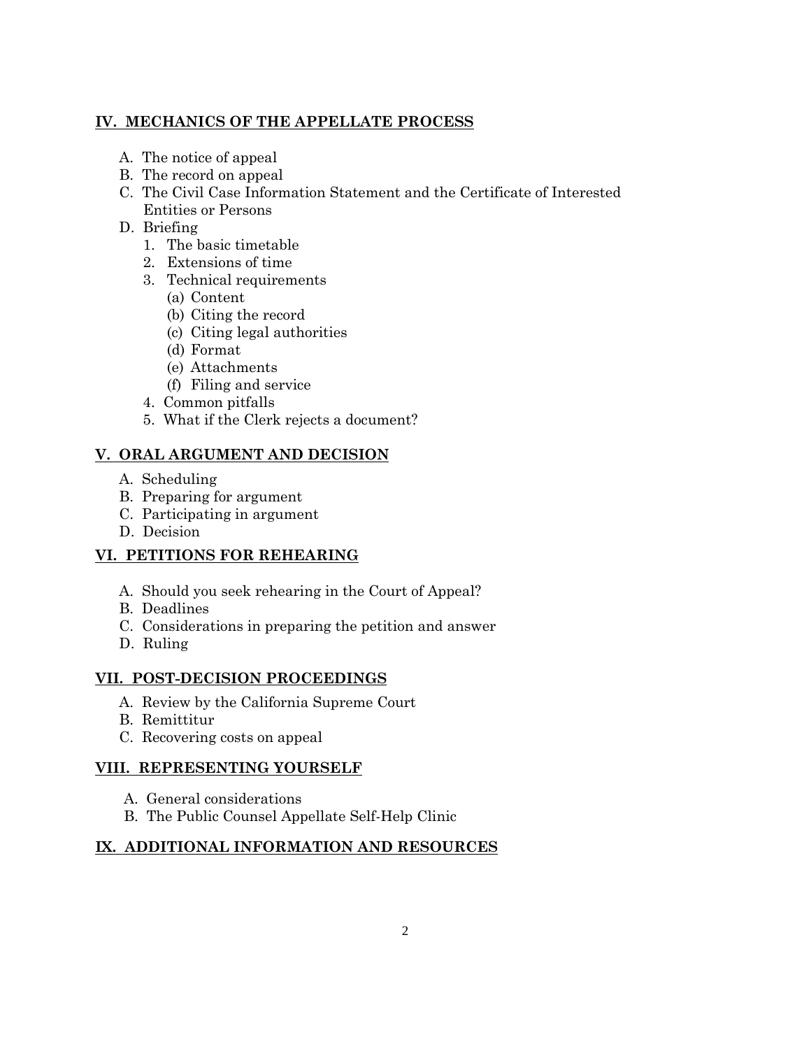## IV. MECHANICS OF THE APPELLATE PROCESS

- A. The notice of appeal
- B. The record on appeal
- C. The Civil Case Information Statement and the Certificate of Interested Entities or Persons
- D. Briefing
  1. The basic timetable
  2. Extensions of time
  3. Technical requirements
     - (a) Content
     - (b) Citing the record
     - (c) Citing legal authorities
     - (d) Format
     - (e) Attachments
     - (f) Filing and service
  4. Common pitfalls
  5. What if the Clerk rejects a document?

## V. ORAL ARGUMENT AND DECISION

- A. Scheduling
- B. Preparing for argument
- C. Participating in argument
- D. Decision

## VI. PETITIONS FOR REHEARING

- A. Should you seek rehearing in the Court of Appeal?
- B. Deadlines
- C. Considerations in preparing the petition and answer
- D. Ruling

## VII. POST-DECISION PROCEEDINGS

- A. Review by the California Supreme Court
- B. Remittitur
- C. Recovering costs on appeal

## VIII. REPRESENTING YOURSELF

- A. General considerations
- B. The Public Counsel Appellate Self-Help Clinic

## IX. ADDITIONAL INFORMATION AND RESOURCES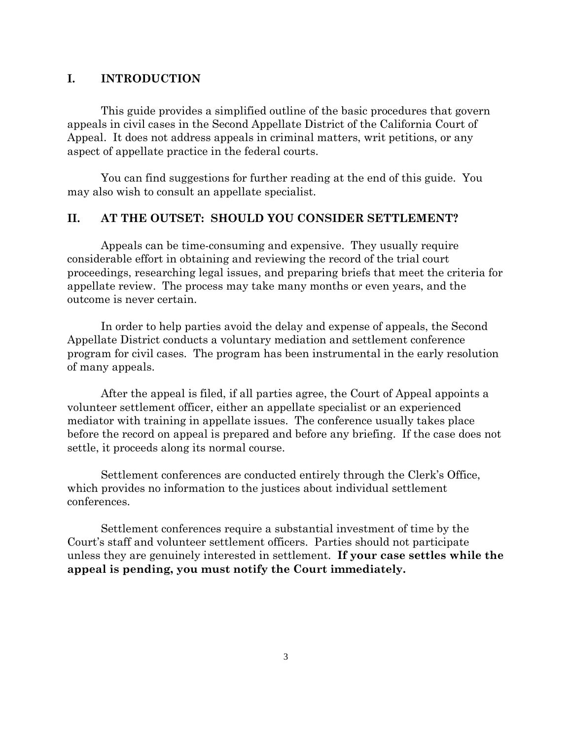## I. INTRODUCTION

This guide provides a simplified outline of the basic procedures that govern appeals in civil cases in the Second Appellate District of the California Court of Appeal. It does not address appeals in criminal matters, writ petitions, or any aspect of appellate practice in the federal courts.

You can find suggestions for further reading at the end of this guide. You may also wish to consult an appellate specialist.

## II. AT THE OUTSET: SHOULD YOU CONSIDER SETTLEMENT?

Appeals can be time-consuming and expensive. They usually require considerable effort in obtaining and reviewing the record of the trial court proceedings, researching legal issues, and preparing briefs that meet the criteria for appellate review. The process may take many months or even years, and the outcome is never certain.

In order to help parties avoid the delay and expense of appeals, the Second Appellate District conducts a voluntary mediation and settlement conference program for civil cases. The program has been instrumental in the early resolution of many appeals.

After the appeal is filed, if all parties agree, the Court of Appeal appoints a volunteer settlement officer, either an appellate specialist or an experienced mediator with training in appellate issues. The conference usually takes place before the record on appeal is prepared and before any briefing. If the case does not settle, it proceeds along its normal course.

Settlement conferences are conducted entirely through the Clerk's Office, which provides no information to the justices about individual settlement conferences.

Settlement conferences require a substantial investment of time by the Court's staff and volunteer settlement officers. Parties should not participate unless they are genuinely interested in settlement. **If your case settles while the appeal is pending, you must notify the Court immediately.**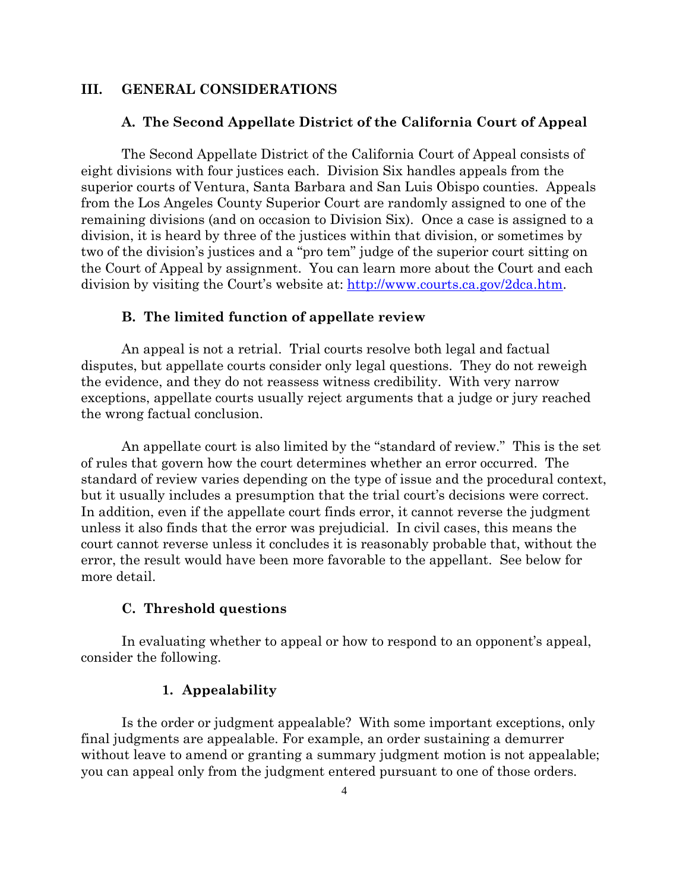## III. GENERAL CONSIDERATIONS

### A. The Second Appellate District of the California Court of Appeal

The Second Appellate District of the California Court of Appeal consists of eight divisions with four justices each. Division Six handles appeals from the superior courts of Ventura, Santa Barbara and San Luis Obispo counties. Appeals from the Los Angeles County Superior Court are randomly assigned to one of the remaining divisions (and on occasion to Division Six). Once a case is assigned to a division, it is heard by three of the justices within that division, or sometimes by two of the division's justices and a "pro tem" judge of the superior court sitting on the Court of Appeal by assignment. You can learn more about the Court and each division by visiting the Court's website at: [http://www.courts.ca.gov/2dca.htm](http://www.courts.ca.gov/2dca.htm).

### B. The limited function of appellate review

An appeal is not a retrial. Trial courts resolve both legal and factual disputes, but appellate courts consider only legal questions. They do not reweigh the evidence, and they do not reassess witness credibility. With very narrow exceptions, appellate courts usually reject arguments that a judge or jury reached the wrong factual conclusion.

An appellate court is also limited by the "standard of review." This is the set of rules that govern how the court determines whether an error occurred. The standard of review varies depending on the type of issue and the procedural context, but it usually includes a presumption that the trial court's decisions were correct. In addition, even if the appellate court finds error, it cannot reverse the judgment unless it also finds that the error was prejudicial. In civil cases, this means the court cannot reverse unless it concludes it is reasonably probable that, without the error, the result would have been more favorable to the appellant. See below for more detail.

### C. Threshold questions

In evaluating whether to appeal or how to respond to an opponent's appeal, consider the following.

#### 1. Appealability

Is the order or judgment appealable? With some important exceptions, only final judgments are appealable. For example, an order sustaining a demurrer without leave to amend or granting a summary judgment motion is not appealable; you can appeal only from the judgment entered pursuant to one of those orders.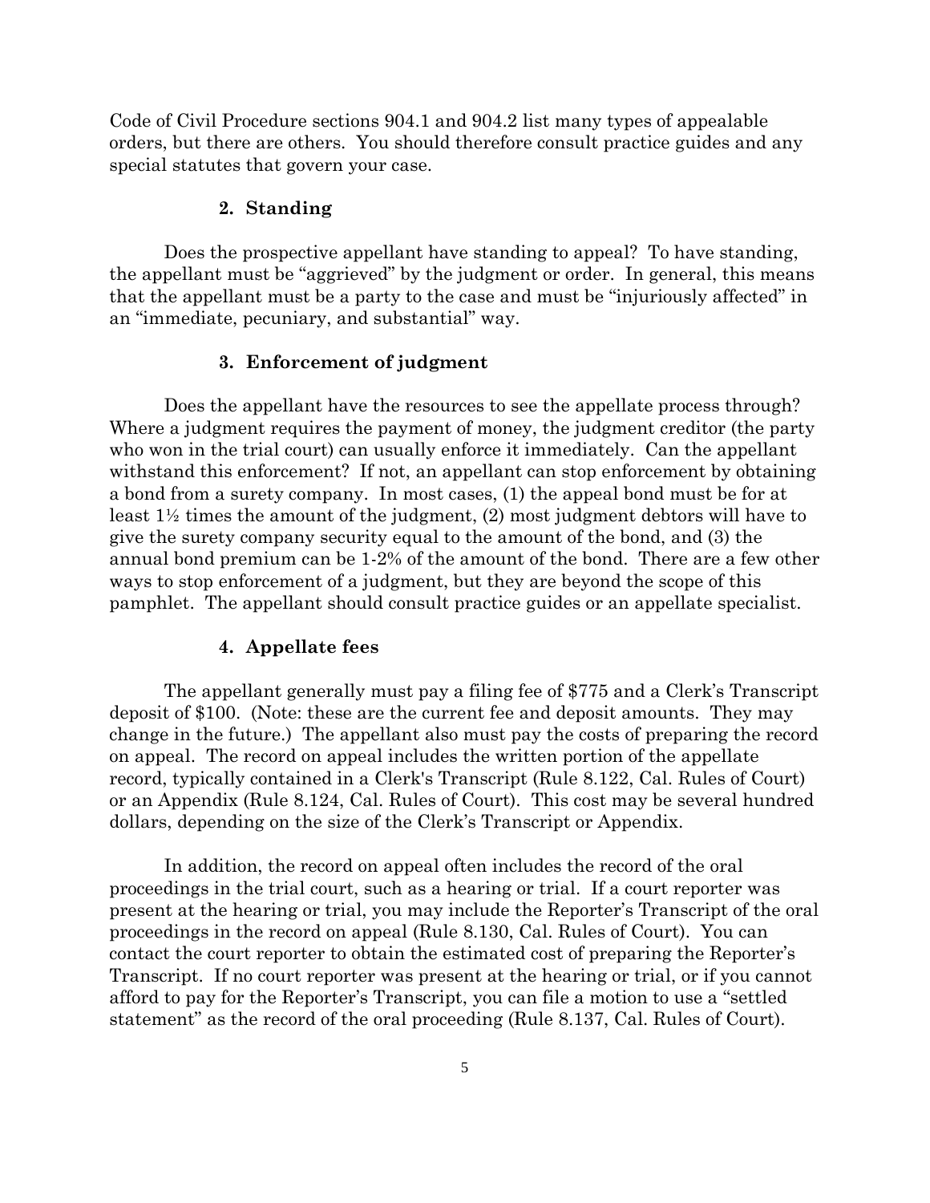Code of Civil Procedure sections 904.1 and 904.2 list many types of appealable orders, but there are others. You should therefore consult practice guides and any special statutes that govern your case.

### 2. Standing

Does the prospective appellant have standing to appeal? To have standing, the appellant must be "aggrieved" by the judgment or order. In general, this means that the appellant must be a party to the case and must be "injuriously affected" in an "immediate, pecuniary, and substantial" way.

### 3. Enforcement of judgment

Does the appellant have the resources to see the appellate process through? Where a judgment requires the payment of money, the judgment creditor (the party who won in the trial court) can usually enforce it immediately. Can the appellant withstand this enforcement? If not, an appellant can stop enforcement by obtaining a bond from a surety company. In most cases, (1) the appeal bond must be for at least 1½ times the amount of the judgment, (2) most judgment debtors will have to give the surety company security equal to the amount of the bond, and (3) the annual bond premium can be 1-2% of the amount of the bond. There are a few other ways to stop enforcement of a judgment, but they are beyond the scope of this pamphlet. The appellant should consult practice guides or an appellate specialist.

### 4. Appellate fees

The appellant generally must pay a filing fee of $775 and a Clerk's Transcript deposit of $100. (Note: these are the current fee and deposit amounts. They may change in the future.) The appellant also must pay the costs of preparing the record on appeal. The record on appeal includes the written portion of the appellate record, typically contained in a Clerk's Transcript (Rule 8.122, Cal. Rules of Court) or an Appendix (Rule 8.124, Cal. Rules of Court). This cost may be several hundred dollars, depending on the size of the Clerk's Transcript or Appendix.

In addition, the record on appeal often includes the record of the oral proceedings in the trial court, such as a hearing or trial. If a court reporter was present at the hearing or trial, you may include the Reporter's Transcript of the oral proceedings in the record on appeal (Rule 8.130, Cal. Rules of Court). You can contact the court reporter to obtain the estimated cost of preparing the Reporter's Transcript. If no court reporter was present at the hearing or trial, or if you cannot afford to pay for the Reporter's Transcript, you can file a motion to use a "settled statement" as the record of the oral proceeding (Rule 8.137, Cal. Rules of Court).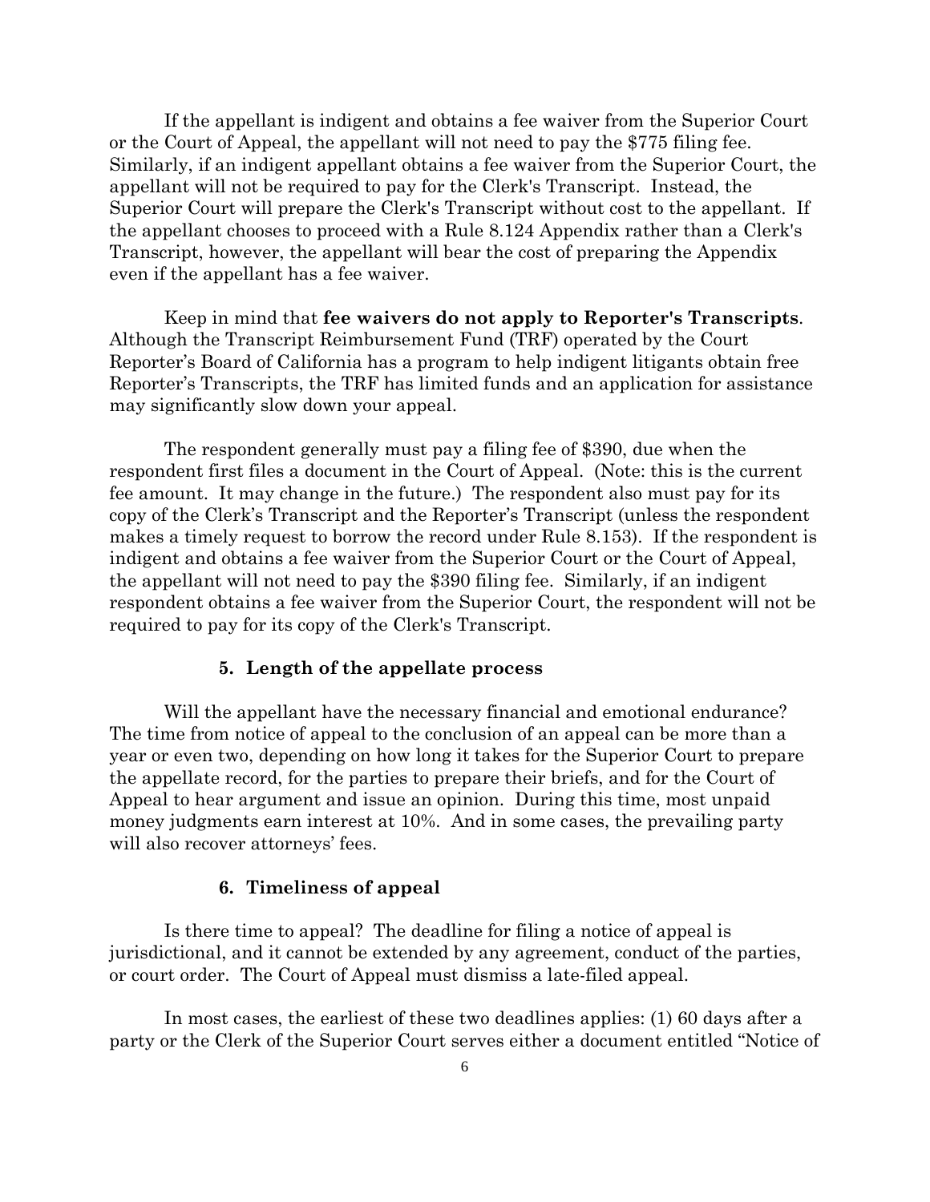If the appellant is indigent and obtains a fee waiver from the Superior Court or the Court of Appeal, the appellant will not need to pay the $775 filing fee. Similarly, if an indigent appellant obtains a fee waiver from the Superior Court, the appellant will not be required to pay for the Clerk's Transcript. Instead, the Superior Court will prepare the Clerk's Transcript without cost to the appellant. If the appellant chooses to proceed with a Rule 8.124 Appendix rather than a Clerk's Transcript, however, the appellant will bear the cost of preparing the Appendix even if the appellant has a fee waiver.

Keep in mind that **fee waivers do not apply to Reporter's Transcripts**. Although the Transcript Reimbursement Fund (TRF) operated by the Court Reporter's Board of California has a program to help indigent litigants obtain free Reporter's Transcripts, the TRF has limited funds and an application for assistance may significantly slow down your appeal.

The respondent generally must pay a filing fee of $390, due when the respondent first files a document in the Court of Appeal. (Note: this is the current fee amount. It may change in the future.) The respondent also must pay for its copy of the Clerk's Transcript and the Reporter's Transcript (unless the respondent makes a timely request to borrow the record under Rule 8.153). If the respondent is indigent and obtains a fee waiver from the Superior Court or the Court of Appeal, the appellant will not need to pay the $390 filing fee. Similarly, if an indigent respondent obtains a fee waiver from the Superior Court, the respondent will not be required to pay for its copy of the Clerk's Transcript.

### 5. Length of the appellate process

Will the appellant have the necessary financial and emotional endurance? The time from notice of appeal to the conclusion of an appeal can be more than a year or even two, depending on how long it takes for the Superior Court to prepare the appellate record, for the parties to prepare their briefs, and for the Court of Appeal to hear argument and issue an opinion. During this time, most unpaid money judgments earn interest at 10%. And in some cases, the prevailing party will also recover attorneys' fees.

### 6. Timeliness of appeal

Is there time to appeal? The deadline for filing a notice of appeal is jurisdictional, and it cannot be extended by any agreement, conduct of the parties, or court order. The Court of Appeal must dismiss a late-filed appeal.

In most cases, the earliest of these two deadlines applies: (1) 60 days after a party or the Clerk of the Superior Court serves either a document entitled "Notice of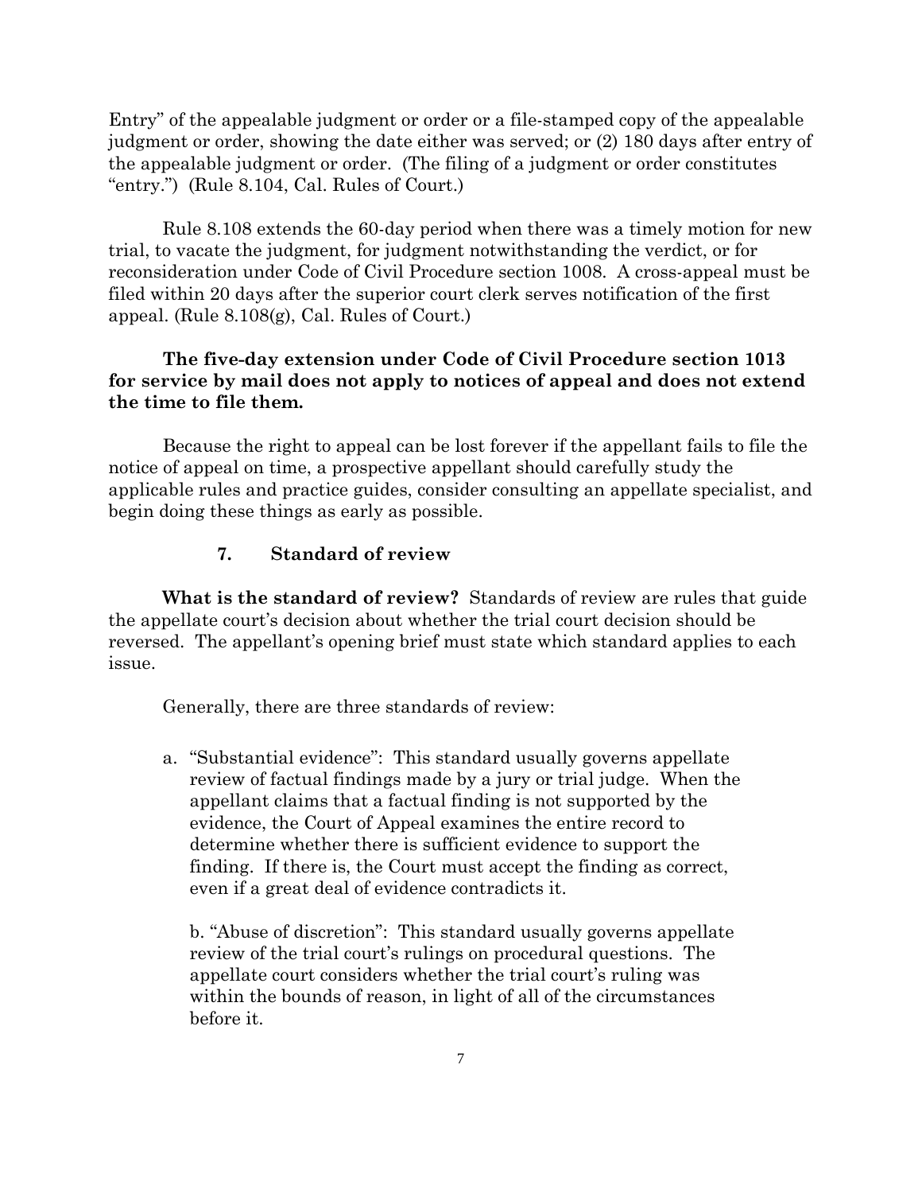Entry" of the appealable judgment or order or a file-stamped copy of the appealable judgment or order, showing the date either was served; or (2) 180 days after entry of the appealable judgment or order. (The filing of a judgment or order constitutes "entry.") (Rule 8.104, Cal. Rules of Court.)

Rule 8.108 extends the 60-day period when there was a timely motion for new trial, to vacate the judgment, for judgment notwithstanding the verdict, or for reconsideration under Code of Civil Procedure section 1008. A cross-appeal must be filed within 20 days after the superior court clerk serves notification of the first appeal. (Rule 8.108(g), Cal. Rules of Court.)

**The five-day extension under Code of Civil Procedure section 1013 for service by mail does not apply to notices of appeal and does not extend the time to file them.**

Because the right to appeal can be lost forever if the appellant fails to file the notice of appeal on time, a prospective appellant should carefully study the applicable rules and practice guides, consider consulting an appellate specialist, and begin doing these things as early as possible.

### 7. Standard of review

**What is the standard of review?** Standards of review are rules that guide the appellate court's decision about whether the trial court decision should be reversed. The appellant's opening brief must state which standard applies to each issue.

Generally, there are three standards of review:

a. "Substantial evidence": This standard usually governs appellate review of factual findings made by a jury or trial judge. When the appellant claims that a factual finding is not supported by the evidence, the Court of Appeal examines the entire record to determine whether there is sufficient evidence to support the finding. If there is, the Court must accept the finding as correct, even if a great deal of evidence contradicts it.

b. "Abuse of discretion": This standard usually governs appellate review of the trial court's rulings on procedural questions. The appellate court considers whether the trial court's ruling was within the bounds of reason, in light of all of the circumstances before it.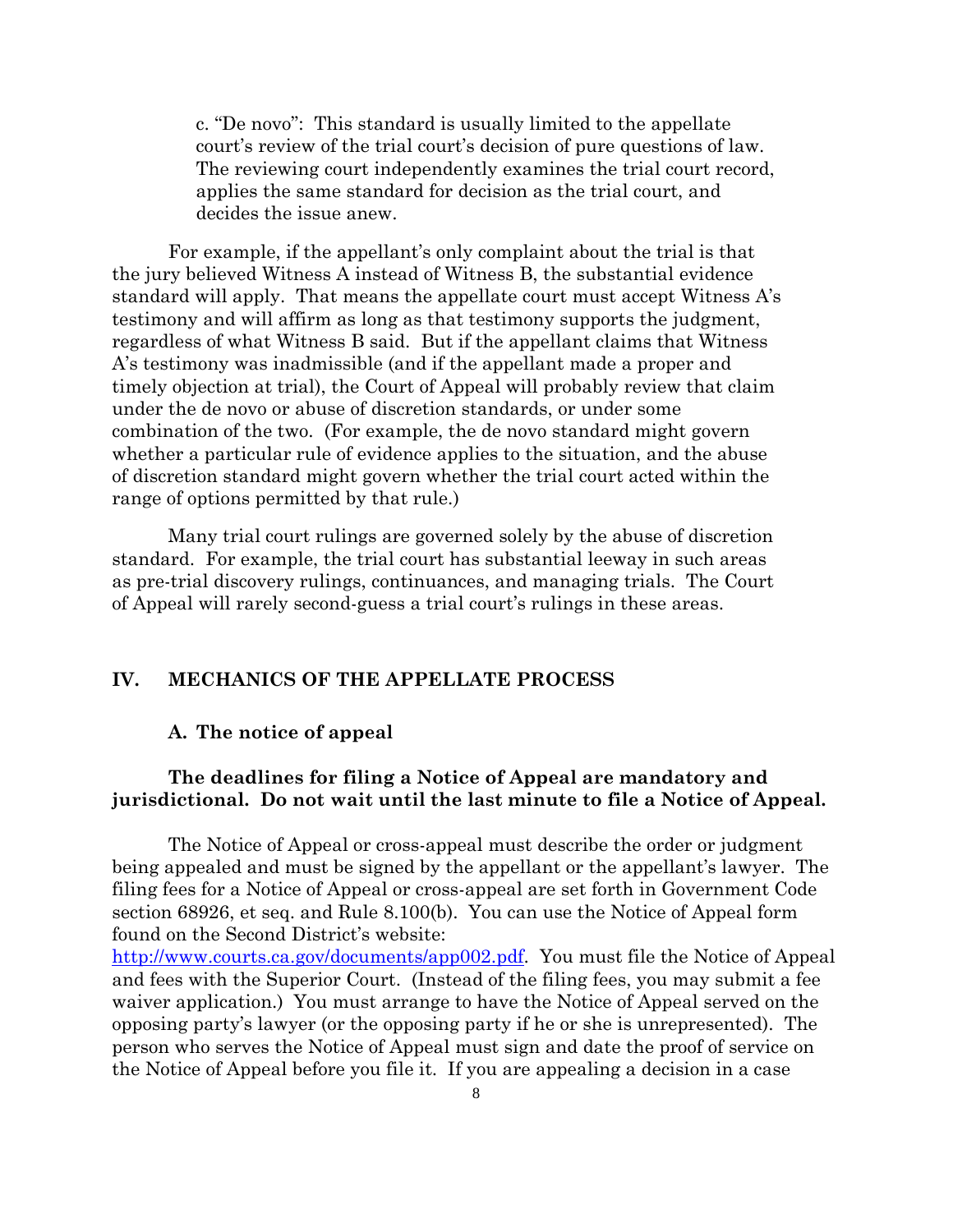c. "De novo": This standard is usually limited to the appellate court's review of the trial court's decision of pure questions of law. The reviewing court independently examines the trial court record, applies the same standard for decision as the trial court, and decides the issue anew.

For example, if the appellant's only complaint about the trial is that the jury believed Witness A instead of Witness B, the substantial evidence standard will apply. That means the appellate court must accept Witness A's testimony and will affirm as long as that testimony supports the judgment, regardless of what Witness B said. But if the appellant claims that Witness A's testimony was inadmissible (and if the appellant made a proper and timely objection at trial), the Court of Appeal will probably review that claim under the de novo or abuse of discretion standards, or under some combination of the two. (For example, the de novo standard might govern whether a particular rule of evidence applies to the situation, and the abuse of discretion standard might govern whether the trial court acted within the range of options permitted by that rule.)

Many trial court rulings are governed solely by the abuse of discretion standard. For example, the trial court has substantial leeway in such areas as pre-trial discovery rulings, continuances, and managing trials. The Court of Appeal will rarely second-guess a trial court's rulings in these areas.

## IV. MECHANICS OF THE APPELLATE PROCESS

### A. The notice of appeal

**The deadlines for filing a Notice of Appeal are mandatory and jurisdictional. Do not wait until the last minute to file a Notice of Appeal.**

The Notice of Appeal or cross-appeal must describe the order or judgment being appealed and must be signed by the appellant or the appellant's lawyer. The filing fees for a Notice of Appeal or cross-appeal are set forth in Government Code section 68926, et seq. and Rule 8.100(b). You can use the Notice of Appeal form found on the Second District's website: [http://www.courts.ca.gov/documents/app002.pdf](http://www.courts.ca.gov/documents/app002.pdf). You must file the Notice of Appeal and fees with the Superior Court. (Instead of the filing fees, you may submit a fee waiver application.) You must arrange to have the Notice of Appeal served on the opposing party's lawyer (or the opposing party if he or she is unrepresented). The person who serves the Notice of Appeal must sign and date the proof of service on the Notice of Appeal before you file it. If you are appealing a decision in a case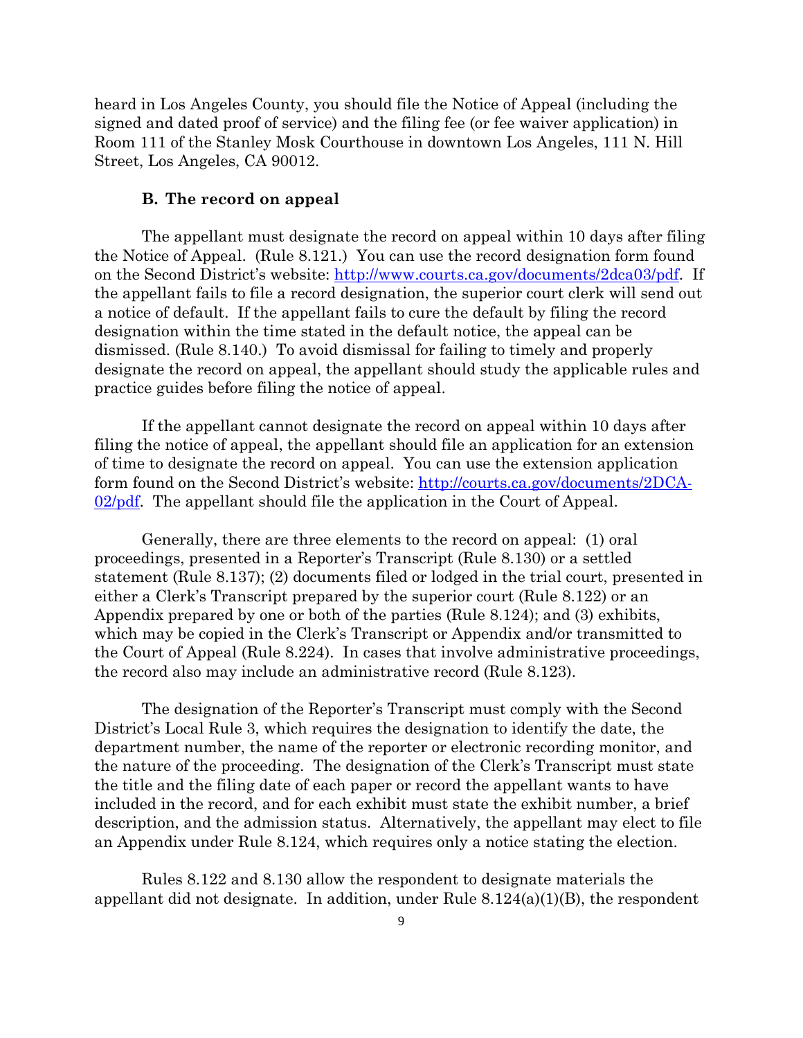heard in Los Angeles County, you should file the Notice of Appeal (including the signed and dated proof of service) and the filing fee (or fee waiver application) in Room 111 of the Stanley Mosk Courthouse in downtown Los Angeles, 111 N. Hill Street, Los Angeles, CA 90012.

### B. The record on appeal

The appellant must designate the record on appeal within 10 days after filing the Notice of Appeal. (Rule 8.121.) You can use the record designation form found on the Second District's website: [http://www.courts.ca.gov/documents/2dca03/pdf](http://www.courts.ca.gov/documents/2dca03/pdf). If the appellant fails to file a record designation, the superior court clerk will send out a notice of default. If the appellant fails to cure the default by filing the record designation within the time stated in the default notice, the appeal can be dismissed. (Rule 8.140.) To avoid dismissal for failing to timely and properly designate the record on appeal, the appellant should study the applicable rules and practice guides before filing the notice of appeal.

If the appellant cannot designate the record on appeal within 10 days after filing the notice of appeal, the appellant should file an application for an extension of time to designate the record on appeal. You can use the extension application form found on the Second District's website: [http://courts.ca.gov/documents/2DCA-02/pdf](http://courts.ca.gov/documents/2DCA-02/pdf). The appellant should file the application in the Court of Appeal.

Generally, there are three elements to the record on appeal: (1) oral proceedings, presented in a Reporter's Transcript (Rule 8.130) or a settled statement (Rule 8.137); (2) documents filed or lodged in the trial court, presented in either a Clerk's Transcript prepared by the superior court (Rule 8.122) or an Appendix prepared by one or both of the parties (Rule 8.124); and (3) exhibits, which may be copied in the Clerk's Transcript or Appendix and/or transmitted to the Court of Appeal (Rule 8.224). In cases that involve administrative proceedings, the record also may include an administrative record (Rule 8.123).

The designation of the Reporter's Transcript must comply with the Second District's Local Rule 3, which requires the designation to identify the date, the department number, the name of the reporter or electronic recording monitor, and the nature of the proceeding. The designation of the Clerk's Transcript must state the title and the filing date of each paper or record the appellant wants to have included in the record, and for each exhibit must state the exhibit number, a brief description, and the admission status. Alternatively, the appellant may elect to file an Appendix under Rule 8.124, which requires only a notice stating the election.

Rules 8.122 and 8.130 allow the respondent to designate materials the appellant did not designate. In addition, under Rule 8.124(a)(1)(B), the respondent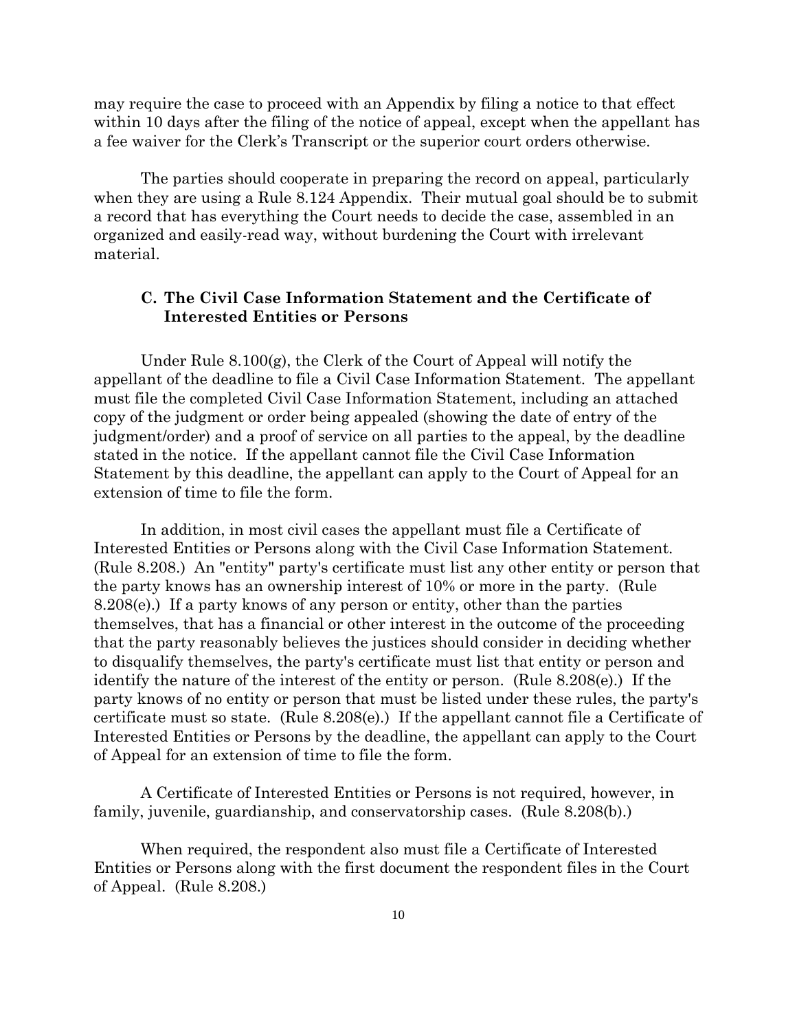may require the case to proceed with an Appendix by filing a notice to that effect within 10 days after the filing of the notice of appeal, except when the appellant has a fee waiver for the Clerk's Transcript or the superior court orders otherwise.

The parties should cooperate in preparing the record on appeal, particularly when they are using a Rule 8.124 Appendix. Their mutual goal should be to submit a record that has everything the Court needs to decide the case, assembled in an organized and easily-read way, without burdening the Court with irrelevant material.

### C. The Civil Case Information Statement and the Certificate of Interested Entities or Persons

Under Rule 8.100(g), the Clerk of the Court of Appeal will notify the appellant of the deadline to file a Civil Case Information Statement. The appellant must file the completed Civil Case Information Statement, including an attached copy of the judgment or order being appealed (showing the date of entry of the judgment/order) and a proof of service on all parties to the appeal, by the deadline stated in the notice. If the appellant cannot file the Civil Case Information Statement by this deadline, the appellant can apply to the Court of Appeal for an extension of time to file the form.

In addition, in most civil cases the appellant must file a Certificate of Interested Entities or Persons along with the Civil Case Information Statement. (Rule 8.208.) An "entity" party's certificate must list any other entity or person that the party knows has an ownership interest of 10% or more in the party. (Rule 8.208(e).) If a party knows of any person or entity, other than the parties themselves, that has a financial or other interest in the outcome of the proceeding that the party reasonably believes the justices should consider in deciding whether to disqualify themselves, the party's certificate must list that entity or person and identify the nature of the interest of the entity or person. (Rule 8.208(e).) If the party knows of no entity or person that must be listed under these rules, the party's certificate must so state. (Rule 8.208(e).) If the appellant cannot file a Certificate of Interested Entities or Persons by the deadline, the appellant can apply to the Court of Appeal for an extension of time to file the form.

A Certificate of Interested Entities or Persons is not required, however, in family, juvenile, guardianship, and conservatorship cases. (Rule 8.208(b).)

When required, the respondent also must file a Certificate of Interested Entities or Persons along with the first document the respondent files in the Court of Appeal. (Rule 8.208.)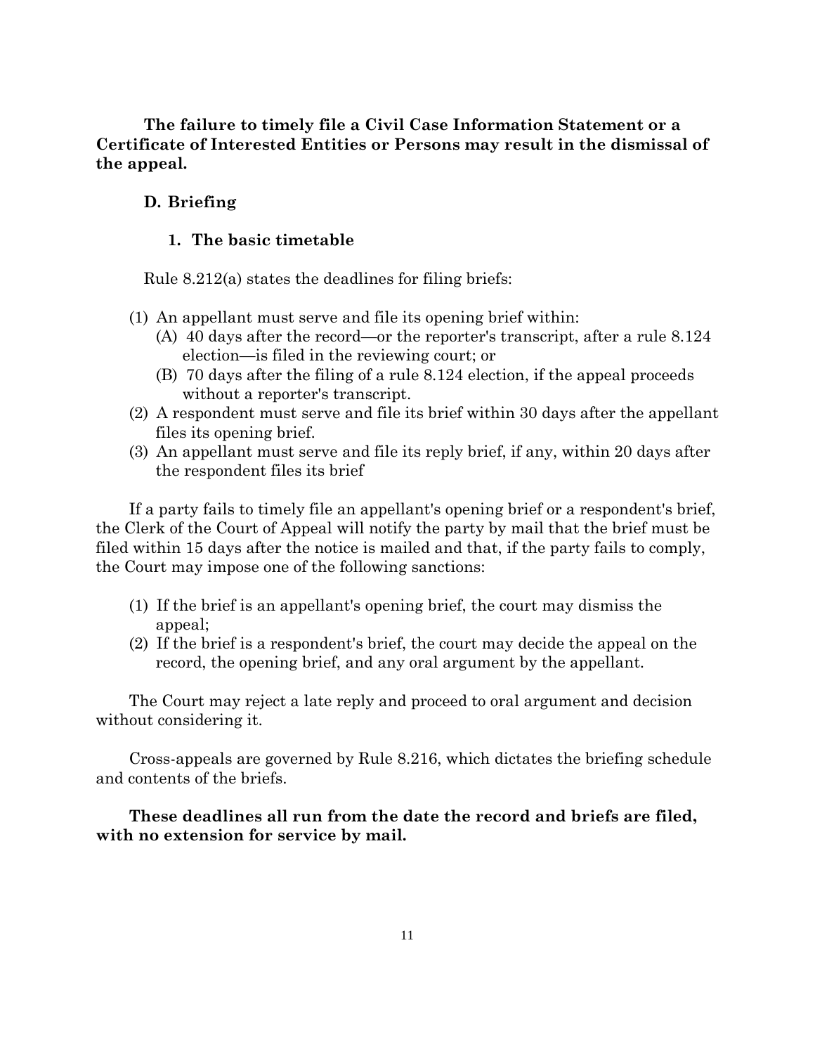**The failure to timely file a Civil Case Information Statement or a Certificate of Interested Entities or Persons may result in the dismissal of the appeal.**

## D. Briefing

### 1. The basic timetable

Rule 8.212(a) states the deadlines for filing briefs:

(1) An appellant must serve and file its opening brief within:
   (A) 40 days after the record—or the reporter's transcript, after a rule 8.124 election—is filed in the reviewing court; or
   (B) 70 days after the filing of a rule 8.124 election, if the appeal proceeds without a reporter's transcript.
(2) A respondent must serve and file its brief within 30 days after the appellant files its opening brief.
(3) An appellant must serve and file its reply brief, if any, within 20 days after the respondent files its brief

If a party fails to timely file an appellant's opening brief or a respondent's brief, the Clerk of the Court of Appeal will notify the party by mail that the brief must be filed within 15 days after the notice is mailed and that, if the party fails to comply, the Court may impose one of the following sanctions:

(1) If the brief is an appellant's opening brief, the court may dismiss the appeal;
(2) If the brief is a respondent's brief, the court may decide the appeal on the record, the opening brief, and any oral argument by the appellant.

The Court may reject a late reply and proceed to oral argument and decision without considering it.

Cross-appeals are governed by Rule 8.216, which dictates the briefing schedule and contents of the briefs.

**These deadlines all run from the date the record and briefs are filed, with no extension for service by mail.**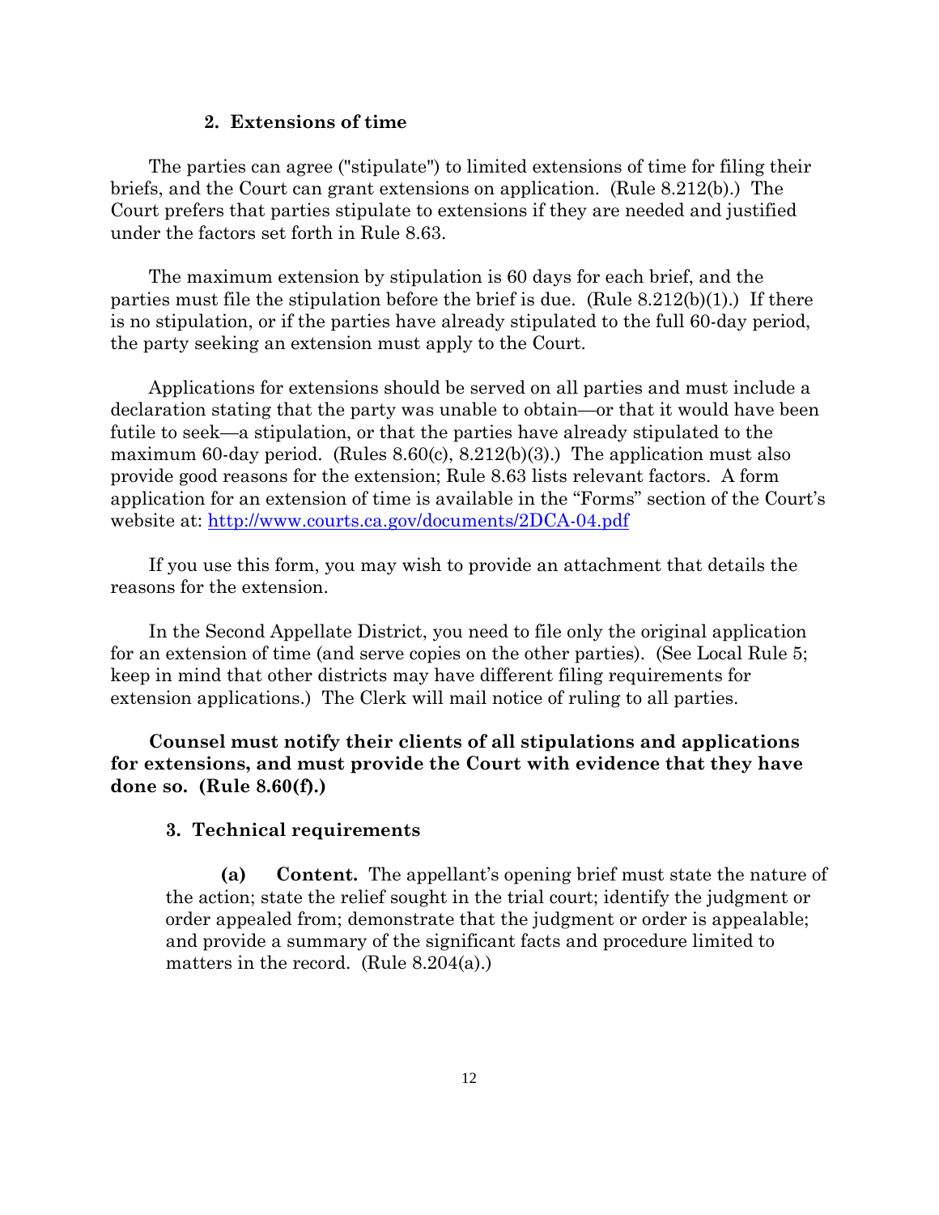### 2. Extensions of time

The parties can agree ("stipulate") to limited extensions of time for filing their briefs, and the Court can grant extensions on application. (Rule 8.212(b).) The Court prefers that parties stipulate to extensions if they are needed and justified under the factors set forth in Rule 8.63.

The maximum extension by stipulation is 60 days for each brief, and the parties must file the stipulation before the brief is due. (Rule 8.212(b)(1).) If there is no stipulation, or if the parties have already stipulated to the full 60-day period, the party seeking an extension must apply to the Court.

Applications for extensions should be served on all parties and must include a declaration stating that the party was unable to obtain—or that it would have been futile to seek—a stipulation, or that the parties have already stipulated to the maximum 60-day period. (Rules 8.60(c), 8.212(b)(3).) The application must also provide good reasons for the extension; Rule 8.63 lists relevant factors. A form application for an extension of time is available in the "Forms" section of the Court's website at: [http://www.courts.ca.gov/documents/2DCA-04.pdf](http://www.courts.ca.gov/documents/2DCA-04.pdf)

If you use this form, you may wish to provide an attachment that details the reasons for the extension.

In the Second Appellate District, you need to file only the original application for an extension of time (and serve copies on the other parties). (See Local Rule 5; keep in mind that other districts may have different filing requirements for extension applications.) The Clerk will mail notice of ruling to all parties.

**Counsel must notify their clients of all stipulations and applications for extensions, and must provide the Court with evidence that they have done so. (Rule 8.60(f).)**

### 3. Technical requirements

**(a) Content.** The appellant's opening brief must state the nature of the action; state the relief sought in the trial court; identify the judgment or order appealed from; demonstrate that the judgment or order is appealable; and provide a summary of the significant facts and procedure limited to matters in the record. (Rule 8.204(a).)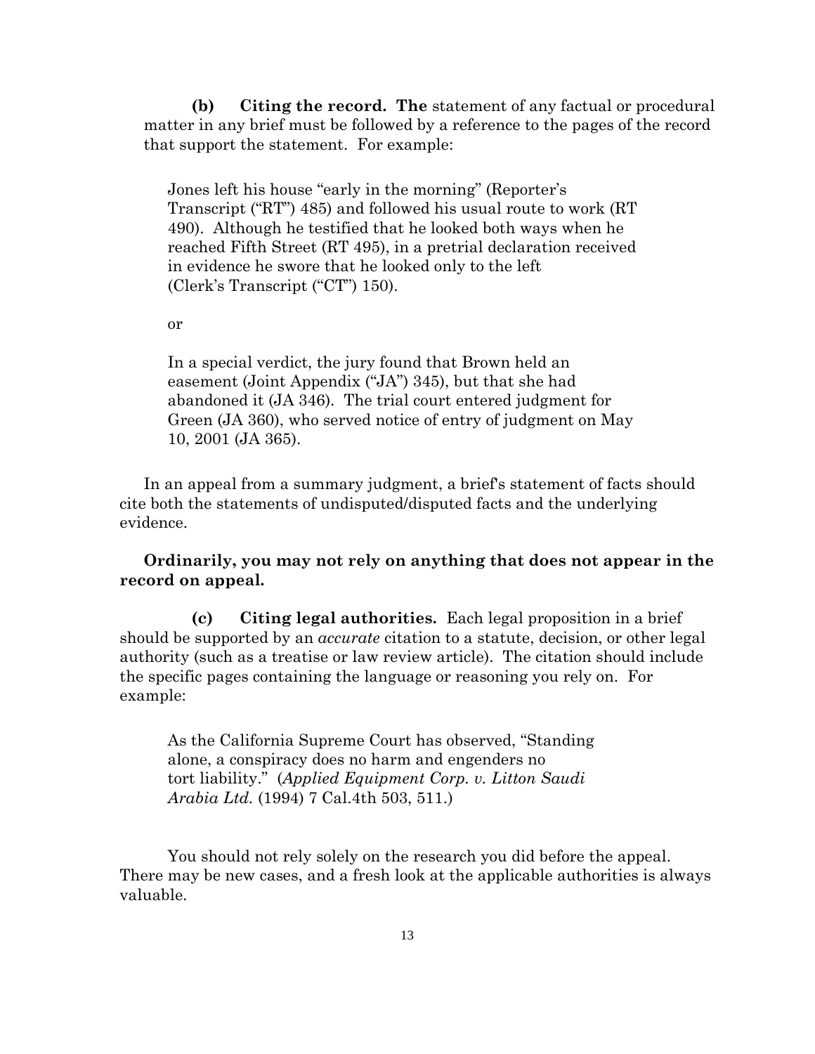**(b) Citing the record.** **The** statement of any factual or procedural matter in any brief must be followed by a reference to the pages of the record that support the statement. For example:

> Jones left his house "early in the morning" (Reporter's Transcript ("RT") 485) and followed his usual route to work (RT 490). Although he testified that he looked both ways when he reached Fifth Street (RT 495), in a pretrial declaration received in evidence he swore that he looked only to the left (Clerk's Transcript ("CT") 150).
>
> or
>
> In a special verdict, the jury found that Brown held an easement (Joint Appendix ("JA") 345), but that she had abandoned it (JA 346). The trial court entered judgment for Green (JA 360), who served notice of entry of judgment on May 10, 2001 (JA 365).

In an appeal from a summary judgment, a brief's statement of facts should cite both the statements of undisputed/disputed facts and the underlying evidence.

**Ordinarily, you may not rely on anything that does not appear in the record on appeal.**

**(c) Citing legal authorities.** Each legal proposition in a brief should be supported by an *accurate* citation to a statute, decision, or other legal authority (such as a treatise or law review article). The citation should include the specific pages containing the language or reasoning you rely on. For example:

> As the California Supreme Court has observed, "Standing alone, a conspiracy does no harm and engenders no tort liability." (*Applied Equipment Corp. v. Litton Saudi Arabia Ltd.* (1994) 7 Cal.4th 503, 511.)

You should not rely solely on the research you did before the appeal. There may be new cases, and a fresh look at the applicable authorities is always valuable.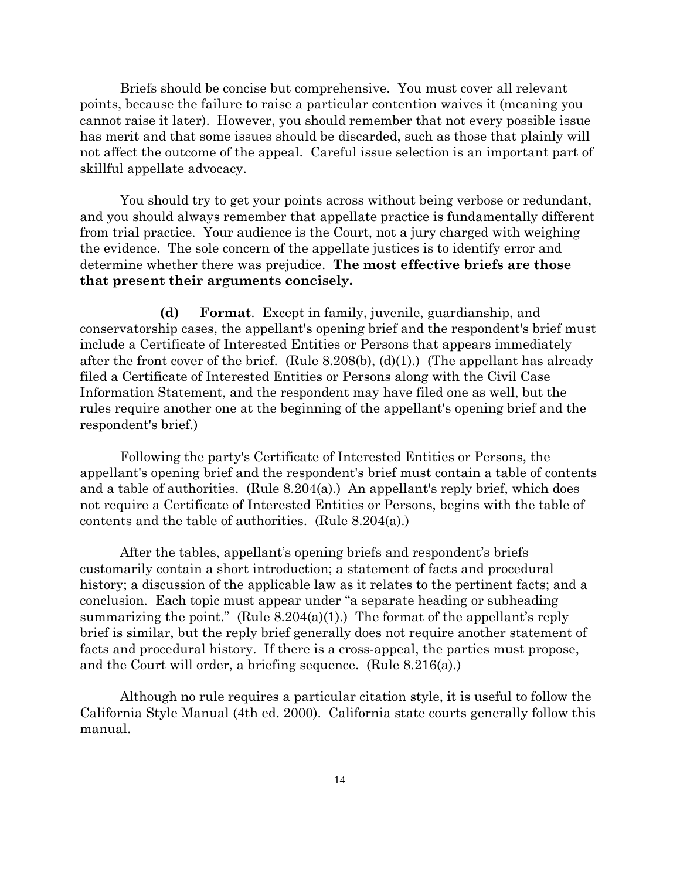Briefs should be concise but comprehensive. You must cover all relevant points, because the failure to raise a particular contention waives it (meaning you cannot raise it later). However, you should remember that not every possible issue has merit and that some issues should be discarded, such as those that plainly will not affect the outcome of the appeal. Careful issue selection is an important part of skillful appellate advocacy.

You should try to get your points across without being verbose or redundant, and you should always remember that appellate practice is fundamentally different from trial practice. Your audience is the Court, not a jury charged with weighing the evidence. The sole concern of the appellate justices is to identify error and determine whether there was prejudice. **The most effective briefs are those that present their arguments concisely.**

**(d) Format**. Except in family, juvenile, guardianship, and conservatorship cases, the appellant's opening brief and the respondent's brief must include a Certificate of Interested Entities or Persons that appears immediately after the front cover of the brief. (Rule 8.208(b), (d)(1).) (The appellant has already filed a Certificate of Interested Entities or Persons along with the Civil Case Information Statement, and the respondent may have filed one as well, but the rules require another one at the beginning of the appellant's opening brief and the respondent's brief.)

Following the party's Certificate of Interested Entities or Persons, the appellant's opening brief and the respondent's brief must contain a table of contents and a table of authorities. (Rule 8.204(a).) An appellant's reply brief, which does not require a Certificate of Interested Entities or Persons, begins with the table of contents and the table of authorities. (Rule 8.204(a).)

After the tables, appellant's opening briefs and respondent's briefs customarily contain a short introduction; a statement of facts and procedural history; a discussion of the applicable law as it relates to the pertinent facts; and a conclusion. Each topic must appear under "a separate heading or subheading summarizing the point." (Rule 8.204(a)(1).) The format of the appellant's reply brief is similar, but the reply brief generally does not require another statement of facts and procedural history. If there is a cross-appeal, the parties must propose, and the Court will order, a briefing sequence. (Rule 8.216(a).)

Although no rule requires a particular citation style, it is useful to follow the California Style Manual (4th ed. 2000). California state courts generally follow this manual.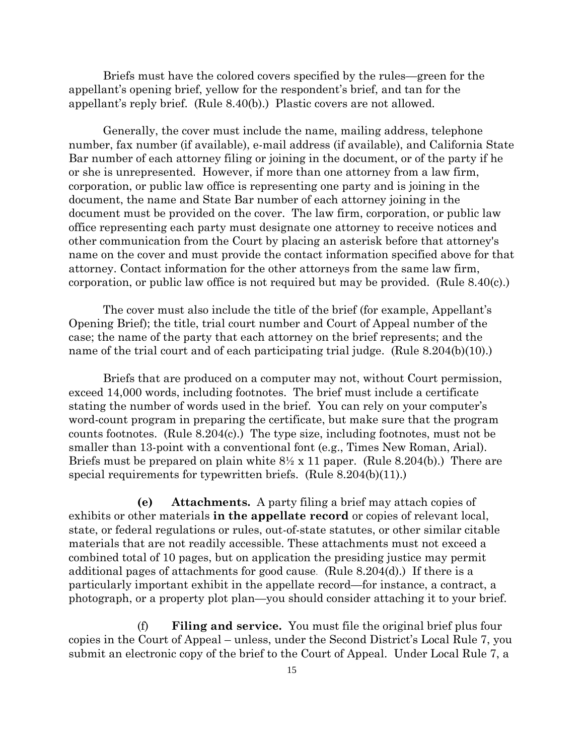Briefs must have the colored covers specified by the rules—green for the appellant's opening brief, yellow for the respondent's brief, and tan for the appellant's reply brief. (Rule 8.40(b).) Plastic covers are not allowed.

Generally, the cover must include the name, mailing address, telephone number, fax number (if available), e-mail address (if available), and California State Bar number of each attorney filing or joining in the document, or of the party if he or she is unrepresented. However, if more than one attorney from a law firm, corporation, or public law office is representing one party and is joining in the document, the name and State Bar number of each attorney joining in the document must be provided on the cover. The law firm, corporation, or public law office representing each party must designate one attorney to receive notices and other communication from the Court by placing an asterisk before that attorney's name on the cover and must provide the contact information specified above for that attorney. Contact information for the other attorneys from the same law firm, corporation, or public law office is not required but may be provided. (Rule 8.40(c).)

The cover must also include the title of the brief (for example, Appellant's Opening Brief); the title, trial court number and Court of Appeal number of the case; the name of the party that each attorney on the brief represents; and the name of the trial court and of each participating trial judge. (Rule 8.204(b)(10).)

Briefs that are produced on a computer may not, without Court permission, exceed 14,000 words, including footnotes. The brief must include a certificate stating the number of words used in the brief. You can rely on your computer's word-count program in preparing the certificate, but make sure that the program counts footnotes. (Rule 8.204(c).) The type size, including footnotes, must not be smaller than 13-point with a conventional font (e.g., Times New Roman, Arial). Briefs must be prepared on plain white 8½ x 11 paper. (Rule 8.204(b).) There are special requirements for typewritten briefs. (Rule 8.204(b)(11).)

**(e) Attachments.** A party filing a brief may attach copies of exhibits or other materials **in the appellate record** or copies of relevant local, state, or federal regulations or rules, out-of-state statutes, or other similar citable materials that are not readily accessible. These attachments must not exceed a combined total of 10 pages, but on application the presiding justice may permit additional pages of attachments for good cause. (Rule 8.204(d).) If there is a particularly important exhibit in the appellate record—for instance, a contract, a photograph, or a property plot plan—you should consider attaching it to your brief.

(f) **Filing and service.** You must file the original brief plus four copies in the Court of Appeal – unless, under the Second District's Local Rule 7, you submit an electronic copy of the brief to the Court of Appeal. Under Local Rule 7, a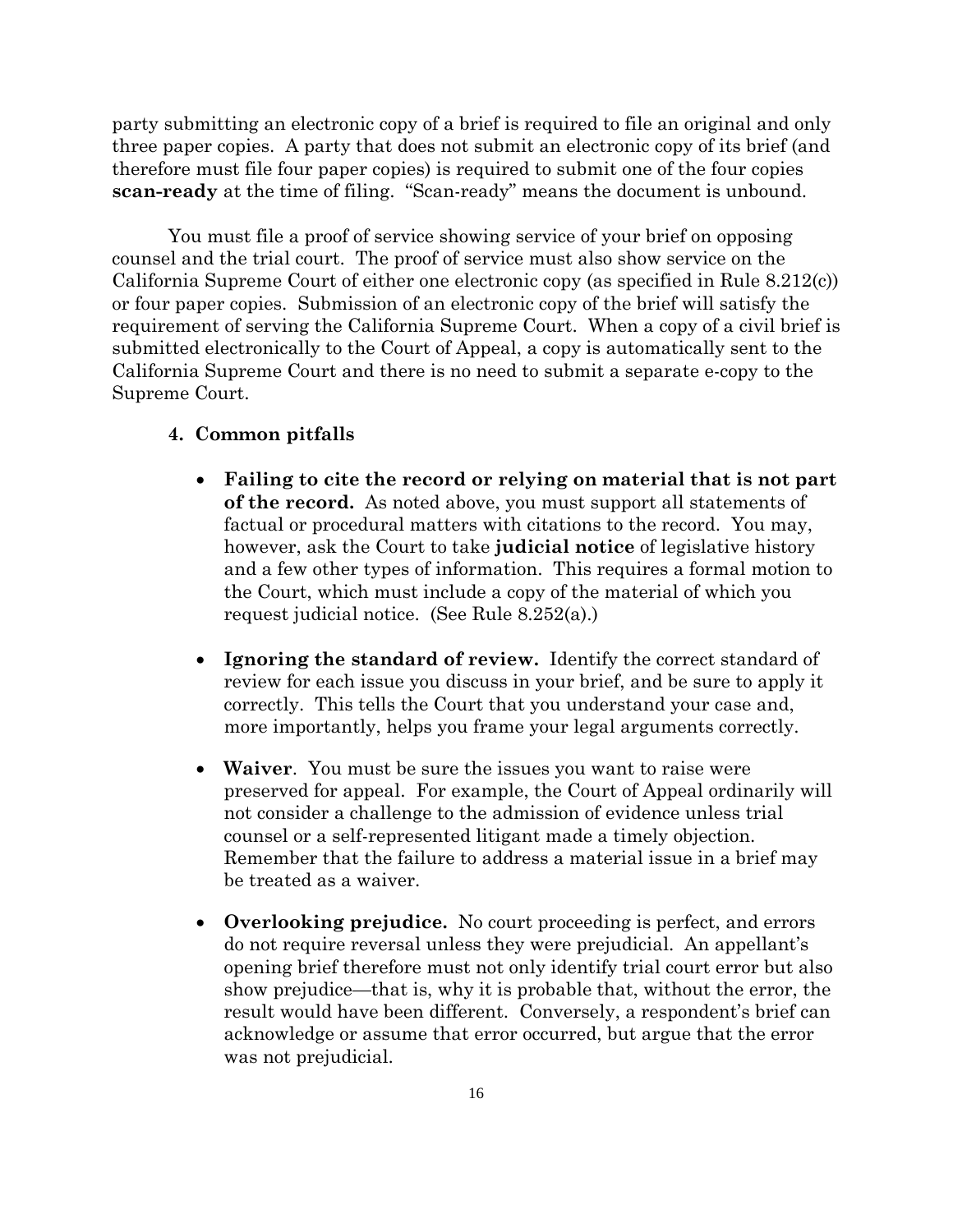party submitting an electronic copy of a brief is required to file an original and only three paper copies. A party that does not submit an electronic copy of its brief (and therefore must file four paper copies) is required to submit one of the four copies **scan-ready** at the time of filing. "Scan-ready" means the document is unbound.

You must file a proof of service showing service of your brief on opposing counsel and the trial court. The proof of service must also show service on the California Supreme Court of either one electronic copy (as specified in Rule 8.212(c)) or four paper copies. Submission of an electronic copy of the brief will satisfy the requirement of serving the California Supreme Court. When a copy of a civil brief is submitted electronically to the Court of Appeal, a copy is automatically sent to the California Supreme Court and there is no need to submit a separate e-copy to the Supreme Court.

**4. Common pitfalls**

- **Failing to cite the record or relying on material that is not part of the record.** As noted above, you must support all statements of factual or procedural matters with citations to the record. You may, however, ask the Court to take **judicial notice** of legislative history and a few other types of information. This requires a formal motion to the Court, which must include a copy of the material of which you request judicial notice. (See Rule 8.252(a).)

- **Ignoring the standard of review.** Identify the correct standard of review for each issue you discuss in your brief, and be sure to apply it correctly. This tells the Court that you understand your case and, more importantly, helps you frame your legal arguments correctly.

- **Waiver**. You must be sure the issues you want to raise were preserved for appeal. For example, the Court of Appeal ordinarily will not consider a challenge to the admission of evidence unless trial counsel or a self-represented litigant made a timely objection. Remember that the failure to address a material issue in a brief may be treated as a waiver.

- **Overlooking prejudice.** No court proceeding is perfect, and errors do not require reversal unless they were prejudicial. An appellant's opening brief therefore must not only identify trial court error but also show prejudice—that is, why it is probable that, without the error, the result would have been different. Conversely, a respondent's brief can acknowledge or assume that error occurred, but argue that the error was not prejudicial.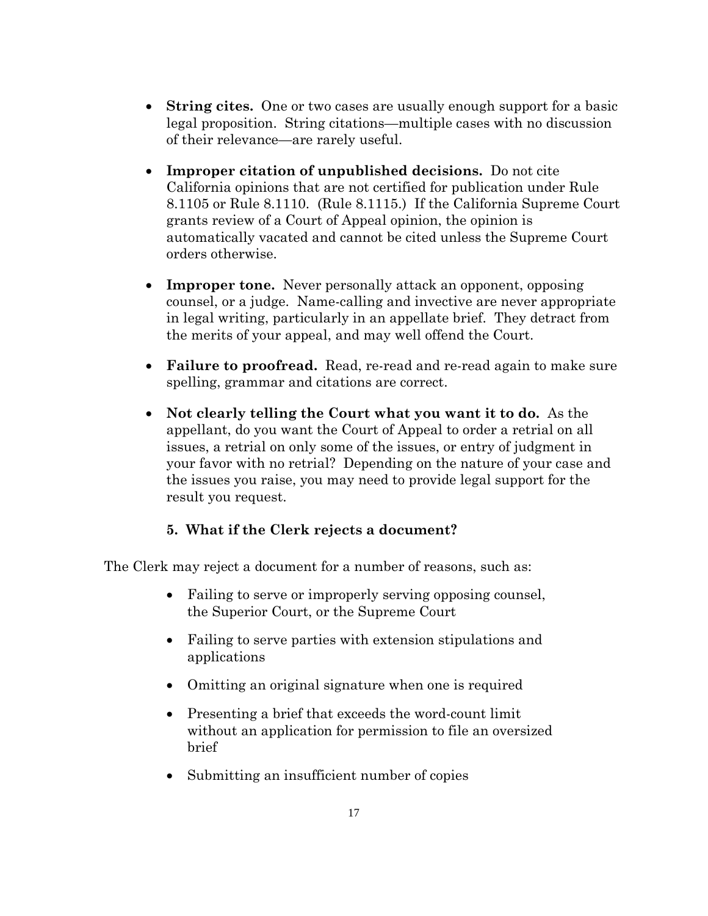- **String cites.** One or two cases are usually enough support for a basic legal proposition. String citations—multiple cases with no discussion of their relevance—are rarely useful.

- **Improper citation of unpublished decisions.** Do not cite California opinions that are not certified for publication under Rule 8.1105 or Rule 8.1110. (Rule 8.1115.) If the California Supreme Court grants review of a Court of Appeal opinion, the opinion is automatically vacated and cannot be cited unless the Supreme Court orders otherwise.

- **Improper tone.** Never personally attack an opponent, opposing counsel, or a judge. Name-calling and invective are never appropriate in legal writing, particularly in an appellate brief. They detract from the merits of your appeal, and may well offend the Court.

- **Failure to proofread.** Read, re-read and re-read again to make sure spelling, grammar and citations are correct.

- **Not clearly telling the Court what you want it to do.** As the appellant, do you want the Court of Appeal to order a retrial on all issues, a retrial on only some of the issues, or entry of judgment in your favor with no retrial? Depending on the nature of your case and the issues you raise, you may need to provide legal support for the result you request.

### 5. What if the Clerk rejects a document?

The Clerk may reject a document for a number of reasons, such as:

- Failing to serve or improperly serving opposing counsel, the Superior Court, or the Supreme Court

- Failing to serve parties with extension stipulations and applications

- Omitting an original signature when one is required

- Presenting a brief that exceeds the word-count limit without an application for permission to file an oversized brief

- Submitting an insufficient number of copies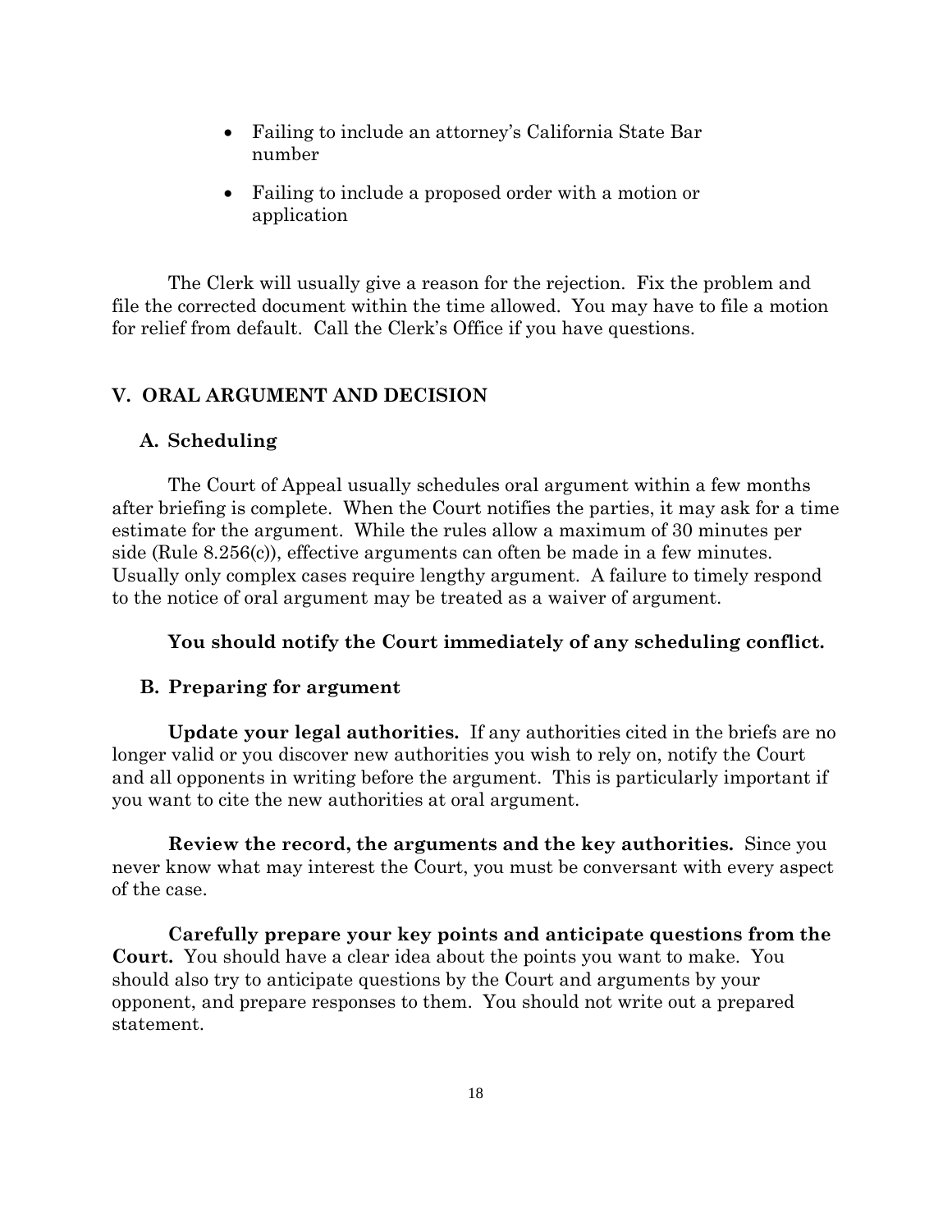- Failing to include an attorney's California State Bar number
- Failing to include a proposed order with a motion or application

The Clerk will usually give a reason for the rejection. Fix the problem and file the corrected document within the time allowed. You may have to file a motion for relief from default. Call the Clerk's Office if you have questions.

## V. ORAL ARGUMENT AND DECISION

### A. Scheduling

The Court of Appeal usually schedules oral argument within a few months after briefing is complete. When the Court notifies the parties, it may ask for a time estimate for the argument. While the rules allow a maximum of 30 minutes per side (Rule 8.256(c)), effective arguments can often be made in a few minutes. Usually only complex cases require lengthy argument. A failure to timely respond to the notice of oral argument may be treated as a waiver of argument.

**You should notify the Court immediately of any scheduling conflict.**

### B. Preparing for argument

**Update your legal authorities.** If any authorities cited in the briefs are no longer valid or you discover new authorities you wish to rely on, notify the Court and all opponents in writing before the argument. This is particularly important if you want to cite the new authorities at oral argument.

**Review the record, the arguments and the key authorities.** Since you never know what may interest the Court, you must be conversant with every aspect of the case.

**Carefully prepare your key points and anticipate questions from the Court.** You should have a clear idea about the points you want to make. You should also try to anticipate questions by the Court and arguments by your opponent, and prepare responses to them. You should not write out a prepared statement.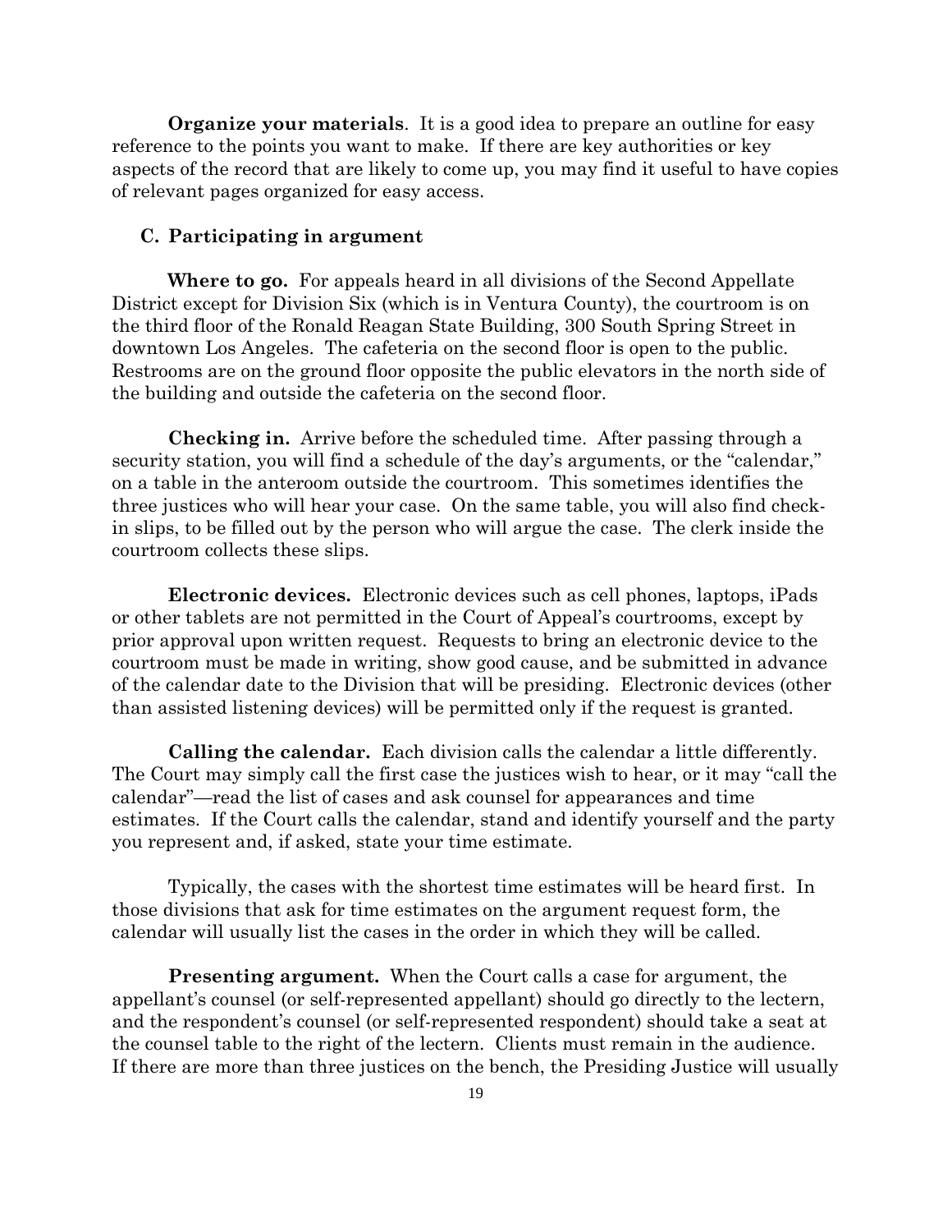**Organize your materials**. It is a good idea to prepare an outline for easy reference to the points you want to make. If there are key authorities or key aspects of the record that are likely to come up, you may find it useful to have copies of relevant pages organized for easy access.

### C. Participating in argument

**Where to go.** For appeals heard in all divisions of the Second Appellate District except for Division Six (which is in Ventura County), the courtroom is on the third floor of the Ronald Reagan State Building, 300 South Spring Street in downtown Los Angeles. The cafeteria on the second floor is open to the public. Restrooms are on the ground floor opposite the public elevators in the north side of the building and outside the cafeteria on the second floor.

**Checking in.** Arrive before the scheduled time. After passing through a security station, you will find a schedule of the day's arguments, or the "calendar," on a table in the anteroom outside the courtroom. This sometimes identifies the three justices who will hear your case. On the same table, you will also find check-in slips, to be filled out by the person who will argue the case. The clerk inside the courtroom collects these slips.

**Electronic devices.** Electronic devices such as cell phones, laptops, iPads or other tablets are not permitted in the Court of Appeal's courtrooms, except by prior approval upon written request. Requests to bring an electronic device to the courtroom must be made in writing, show good cause, and be submitted in advance of the calendar date to the Division that will be presiding. Electronic devices (other than assisted listening devices) will be permitted only if the request is granted.

**Calling the calendar.** Each division calls the calendar a little differently. The Court may simply call the first case the justices wish to hear, or it may "call the calendar"—read the list of cases and ask counsel for appearances and time estimates. If the Court calls the calendar, stand and identify yourself and the party you represent and, if asked, state your time estimate.

Typically, the cases with the shortest time estimates will be heard first. In those divisions that ask for time estimates on the argument request form, the calendar will usually list the cases in the order in which they will be called.

**Presenting argument.** When the Court calls a case for argument, the appellant's counsel (or self-represented appellant) should go directly to the lectern, and the respondent's counsel (or self-represented respondent) should take a seat at the counsel table to the right of the lectern. Clients must remain in the audience. If there are more than three justices on the bench, the Presiding Justice will usually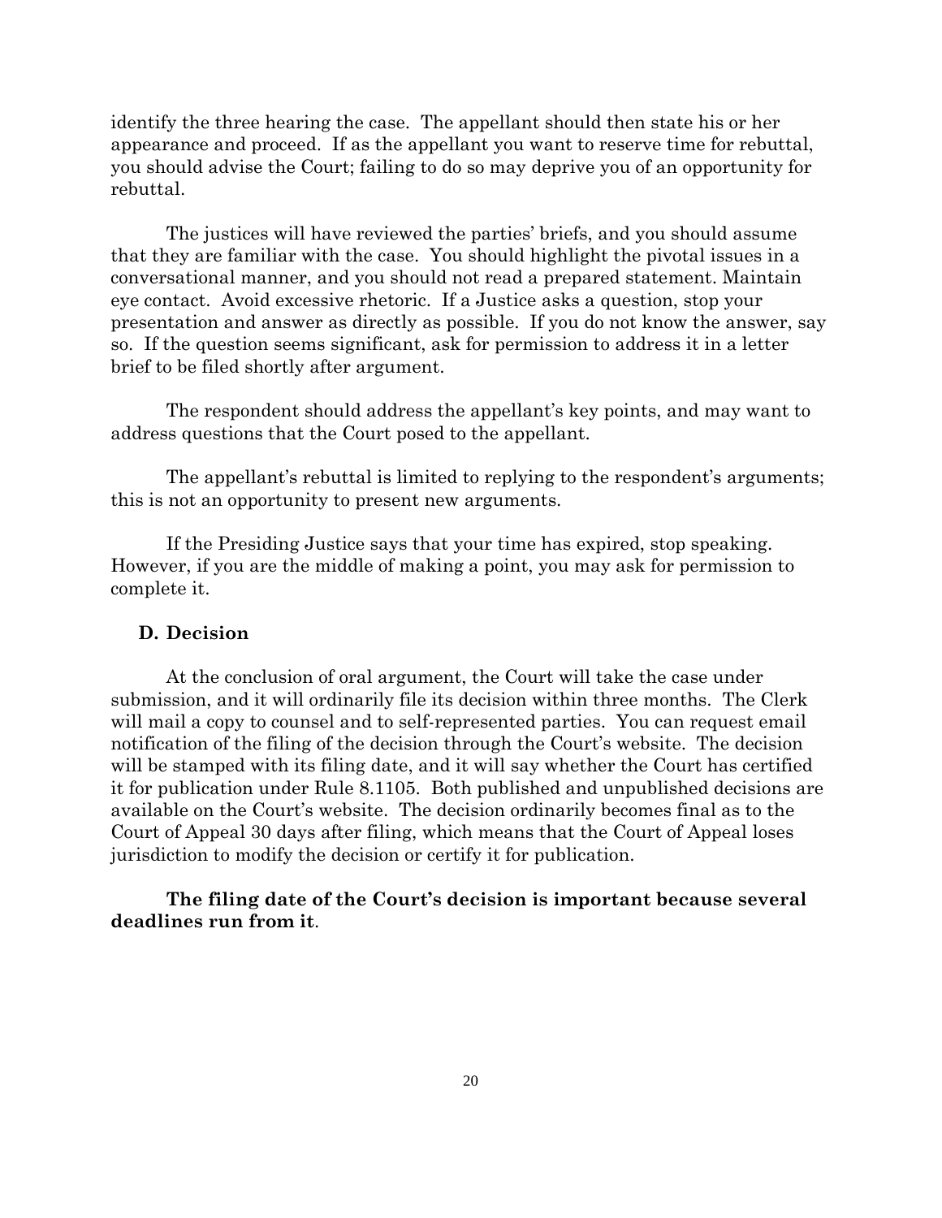identify the three hearing the case. The appellant should then state his or her appearance and proceed. If as the appellant you want to reserve time for rebuttal, you should advise the Court; failing to do so may deprive you of an opportunity for rebuttal.

The justices will have reviewed the parties' briefs, and you should assume that they are familiar with the case. You should highlight the pivotal issues in a conversational manner, and you should not read a prepared statement. Maintain eye contact. Avoid excessive rhetoric. If a Justice asks a question, stop your presentation and answer as directly as possible. If you do not know the answer, say so. If the question seems significant, ask for permission to address it in a letter brief to be filed shortly after argument.

The respondent should address the appellant's key points, and may want to address questions that the Court posed to the appellant.

The appellant's rebuttal is limited to replying to the respondent's arguments; this is not an opportunity to present new arguments.

If the Presiding Justice says that your time has expired, stop speaking. However, if you are the middle of making a point, you may ask for permission to complete it.

### D. Decision

At the conclusion of oral argument, the Court will take the case under submission, and it will ordinarily file its decision within three months. The Clerk will mail a copy to counsel and to self-represented parties. You can request email notification of the filing of the decision through the Court's website. The decision will be stamped with its filing date, and it will say whether the Court has certified it for publication under Rule 8.1105. Both published and unpublished decisions are available on the Court's website. The decision ordinarily becomes final as to the Court of Appeal 30 days after filing, which means that the Court of Appeal loses jurisdiction to modify the decision or certify it for publication.

**The filing date of the Court's decision is important because several deadlines run from it**.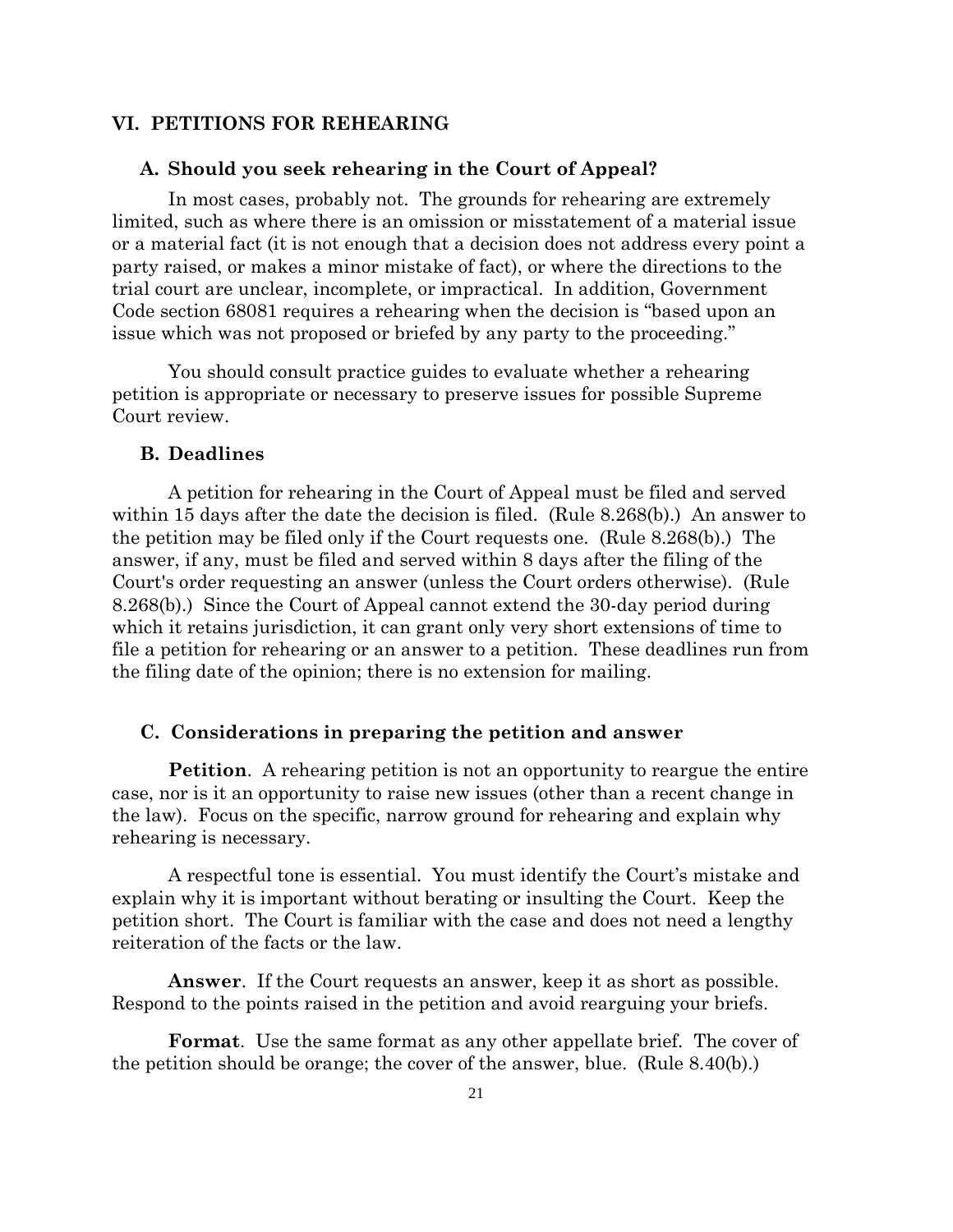## VI. PETITIONS FOR REHEARING

### A. Should you seek rehearing in the Court of Appeal?

In most cases, probably not. The grounds for rehearing are extremely limited, such as where there is an omission or misstatement of a material issue or a material fact (it is not enough that a decision does not address every point a party raised, or makes a minor mistake of fact), or where the directions to the trial court are unclear, incomplete, or impractical. In addition, Government Code section 68081 requires a rehearing when the decision is "based upon an issue which was not proposed or briefed by any party to the proceeding."

You should consult practice guides to evaluate whether a rehearing petition is appropriate or necessary to preserve issues for possible Supreme Court review.

### B. Deadlines

A petition for rehearing in the Court of Appeal must be filed and served within 15 days after the date the decision is filed. (Rule 8.268(b).) An answer to the petition may be filed only if the Court requests one. (Rule 8.268(b).) The answer, if any, must be filed and served within 8 days after the filing of the Court's order requesting an answer (unless the Court orders otherwise). (Rule 8.268(b).) Since the Court of Appeal cannot extend the 30-day period during which it retains jurisdiction, it can grant only very short extensions of time to file a petition for rehearing or an answer to a petition. These deadlines run from the filing date of the opinion; there is no extension for mailing.

### C. Considerations in preparing the petition and answer

**Petition**. A rehearing petition is not an opportunity to reargue the entire case, nor is it an opportunity to raise new issues (other than a recent change in the law). Focus on the specific, narrow ground for rehearing and explain why rehearing is necessary.

A respectful tone is essential. You must identify the Court's mistake and explain why it is important without berating or insulting the Court. Keep the petition short. The Court is familiar with the case and does not need a lengthy reiteration of the facts or the law.

**Answer**. If the Court requests an answer, keep it as short as possible. Respond to the points raised in the petition and avoid rearguing your briefs.

**Format**. Use the same format as any other appellate brief. The cover of the petition should be orange; the cover of the answer, blue. (Rule 8.40(b).)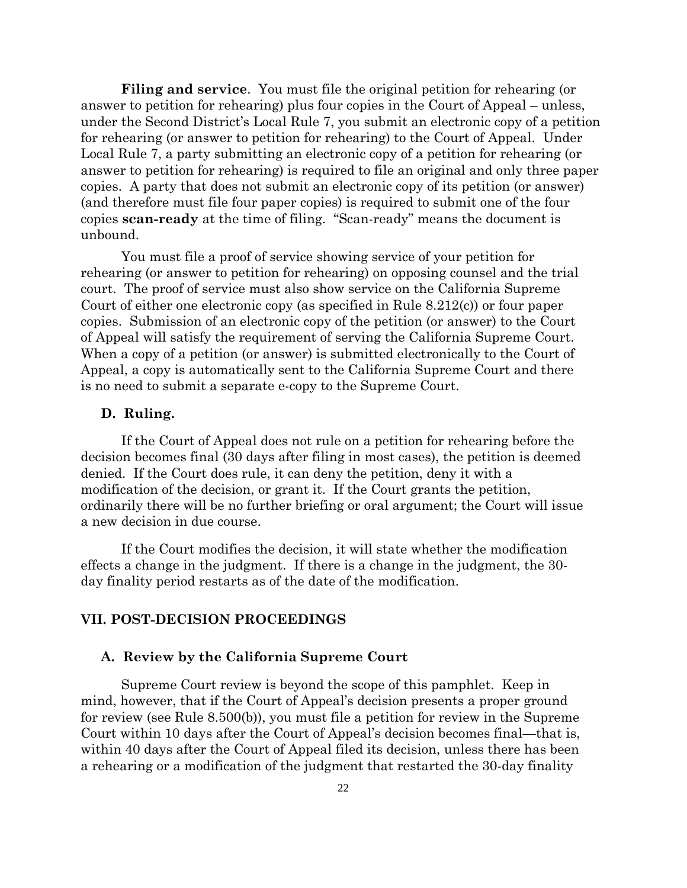**Filing and service**. You must file the original petition for rehearing (or answer to petition for rehearing) plus four copies in the Court of Appeal – unless, under the Second District's Local Rule 7, you submit an electronic copy of a petition for rehearing (or answer to petition for rehearing) to the Court of Appeal. Under Local Rule 7, a party submitting an electronic copy of a petition for rehearing (or answer to petition for rehearing) is required to file an original and only three paper copies. A party that does not submit an electronic copy of its petition (or answer) (and therefore must file four paper copies) is required to submit one of the four copies **scan-ready** at the time of filing. "Scan-ready" means the document is unbound.

You must file a proof of service showing service of your petition for rehearing (or answer to petition for rehearing) on opposing counsel and the trial court. The proof of service must also show service on the California Supreme Court of either one electronic copy (as specified in Rule 8.212(c)) or four paper copies. Submission of an electronic copy of the petition (or answer) to the Court of Appeal will satisfy the requirement of serving the California Supreme Court. When a copy of a petition (or answer) is submitted electronically to the Court of Appeal, a copy is automatically sent to the California Supreme Court and there is no need to submit a separate e-copy to the Supreme Court.

### D. Ruling.

If the Court of Appeal does not rule on a petition for rehearing before the decision becomes final (30 days after filing in most cases), the petition is deemed denied. If the Court does rule, it can deny the petition, deny it with a modification of the decision, or grant it. If the Court grants the petition, ordinarily there will be no further briefing or oral argument; the Court will issue a new decision in due course.

If the Court modifies the decision, it will state whether the modification effects a change in the judgment. If there is a change in the judgment, the 30-day finality period restarts as of the date of the modification.

## VII. POST-DECISION PROCEEDINGS

### A. Review by the California Supreme Court

Supreme Court review is beyond the scope of this pamphlet. Keep in mind, however, that if the Court of Appeal's decision presents a proper ground for review (see Rule 8.500(b)), you must file a petition for review in the Supreme Court within 10 days after the Court of Appeal's decision becomes final—that is, within 40 days after the Court of Appeal filed its decision, unless there has been a rehearing or a modification of the judgment that restarted the 30-day finality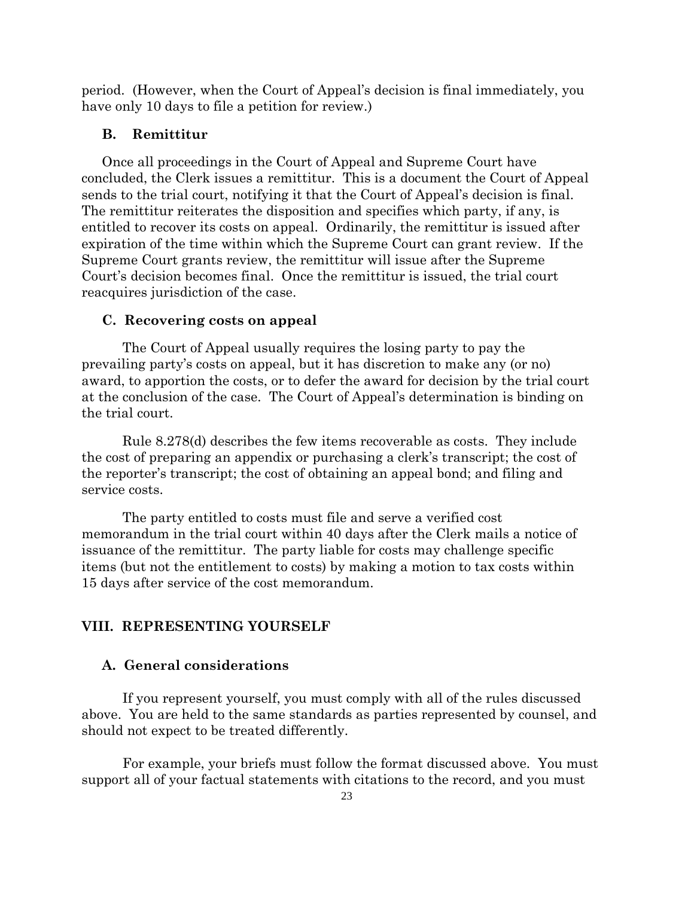period. (However, when the Court of Appeal's decision is final immediately, you have only 10 days to file a petition for review.)

### B. Remittitur

Once all proceedings in the Court of Appeal and Supreme Court have concluded, the Clerk issues a remittitur. This is a document the Court of Appeal sends to the trial court, notifying it that the Court of Appeal's decision is final. The remittitur reiterates the disposition and specifies which party, if any, is entitled to recover its costs on appeal. Ordinarily, the remittitur is issued after expiration of the time within which the Supreme Court can grant review. If the Supreme Court grants review, the remittitur will issue after the Supreme Court's decision becomes final. Once the remittitur is issued, the trial court reacquires jurisdiction of the case.

### C. Recovering costs on appeal

The Court of Appeal usually requires the losing party to pay the prevailing party's costs on appeal, but it has discretion to make any (or no) award, to apportion the costs, or to defer the award for decision by the trial court at the conclusion of the case. The Court of Appeal's determination is binding on the trial court.

Rule 8.278(d) describes the few items recoverable as costs. They include the cost of preparing an appendix or purchasing a clerk's transcript; the cost of the reporter's transcript; the cost of obtaining an appeal bond; and filing and service costs.

The party entitled to costs must file and serve a verified cost memorandum in the trial court within 40 days after the Clerk mails a notice of issuance of the remittitur. The party liable for costs may challenge specific items (but not the entitlement to costs) by making a motion to tax costs within 15 days after service of the cost memorandum.

## VIII. REPRESENTING YOURSELF

### A. General considerations

If you represent yourself, you must comply with all of the rules discussed above. You are held to the same standards as parties represented by counsel, and should not expect to be treated differently.

For example, your briefs must follow the format discussed above. You must support all of your factual statements with citations to the record, and you must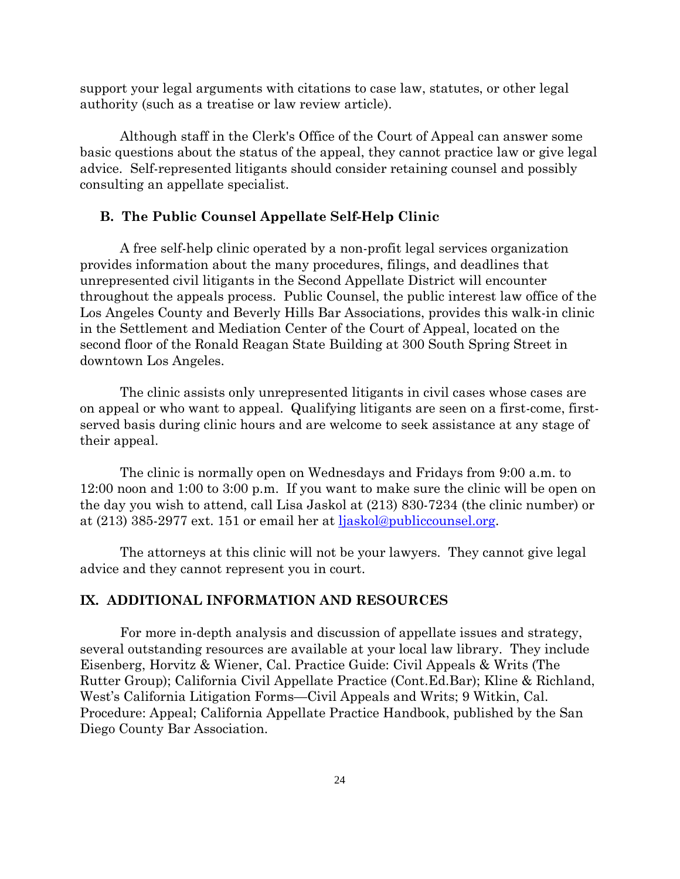support your legal arguments with citations to case law, statutes, or other legal authority (such as a treatise or law review article).

Although staff in the Clerk's Office of the Court of Appeal can answer some basic questions about the status of the appeal, they cannot practice law or give legal advice. Self-represented litigants should consider retaining counsel and possibly consulting an appellate specialist.

### B. The Public Counsel Appellate Self-Help Clinic

A free self-help clinic operated by a non-profit legal services organization provides information about the many procedures, filings, and deadlines that unrepresented civil litigants in the Second Appellate District will encounter throughout the appeals process. Public Counsel, the public interest law office of the Los Angeles County and Beverly Hills Bar Associations, provides this walk-in clinic in the Settlement and Mediation Center of the Court of Appeal, located on the second floor of the Ronald Reagan State Building at 300 South Spring Street in downtown Los Angeles.

The clinic assists only unrepresented litigants in civil cases whose cases are on appeal or who want to appeal. Qualifying litigants are seen on a first-come, first-served basis during clinic hours and are welcome to seek assistance at any stage of their appeal.

The clinic is normally open on Wednesdays and Fridays from 9:00 a.m. to 12:00 noon and 1:00 to 3:00 p.m. If you want to make sure the clinic will be open on the day you wish to attend, call Lisa Jaskol at (213) 830-7234 (the clinic number) or at (213) 385-2977 ext. 151 or email her at ljaskol@publiccounsel.org.

The attorneys at this clinic will not be your lawyers. They cannot give legal advice and they cannot represent you in court.

## IX. ADDITIONAL INFORMATION AND RESOURCES

For more in-depth analysis and discussion of appellate issues and strategy, several outstanding resources are available at your local law library. They include Eisenberg, Horvitz & Wiener, Cal. Practice Guide: Civil Appeals & Writs (The Rutter Group); California Civil Appellate Practice (Cont.Ed.Bar); Kline & Richland, West's California Litigation Forms—Civil Appeals and Writs; 9 Witkin, Cal. Procedure: Appeal; California Appellate Practice Handbook, published by the San Diego County Bar Association.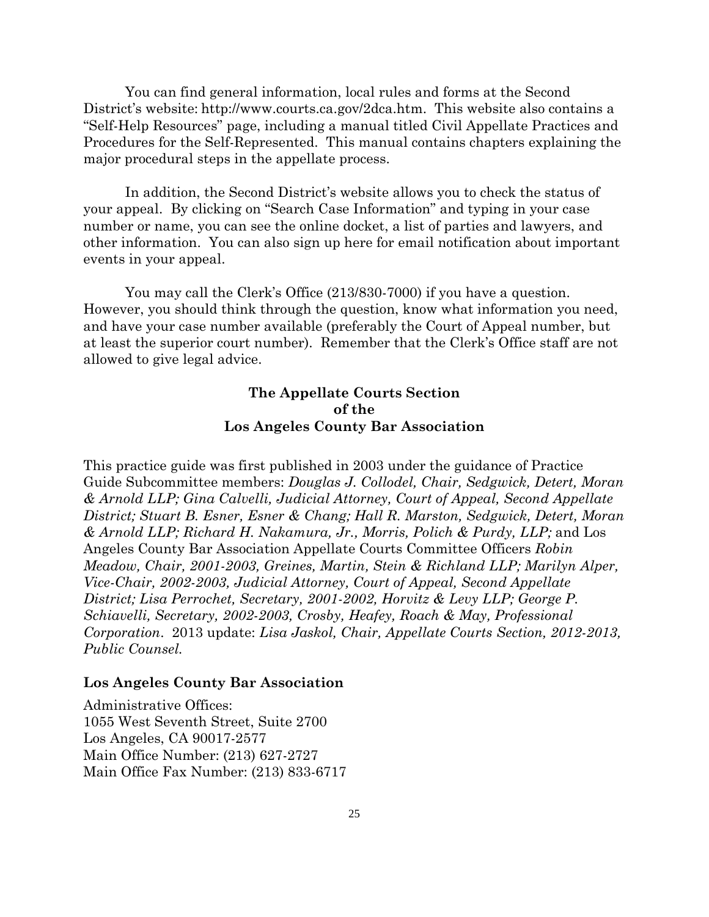You can find general information, local rules and forms at the Second District's website: http://www.courts.ca.gov/2dca.htm. This website also contains a "Self-Help Resources" page, including a manual titled Civil Appellate Practices and Procedures for the Self-Represented. This manual contains chapters explaining the major procedural steps in the appellate process.

In addition, the Second District's website allows you to check the status of your appeal. By clicking on "Search Case Information" and typing in your case number or name, you can see the online docket, a list of parties and lawyers, and other information. You can also sign up here for email notification about important events in your appeal.

You may call the Clerk's Office (213/830-7000) if you have a question. However, you should think through the question, know what information you need, and have your case number available (preferably the Court of Appeal number, but at least the superior court number). Remember that the Clerk's Office staff are not allowed to give legal advice.

**The Appellate Courts Section**
**of the**
**Los Angeles County Bar Association**

This practice guide was first published in 2003 under the guidance of Practice Guide Subcommittee members: *Douglas J. Collodel, Chair, Sedgwick, Detert, Moran & Arnold LLP; Gina Calvelli, Judicial Attorney, Court of Appeal, Second Appellate District; Stuart B. Esner, Esner & Chang; Hall R. Marston, Sedgwick, Detert, Moran & Arnold LLP; Richard H. Nakamura, Jr., Morris, Polich & Purdy, LLP;* and Los Angeles County Bar Association Appellate Courts Committee Officers *Robin Meadow, Chair, 2001-2003, Greines, Martin, Stein & Richland LLP; Marilyn Alper, Vice-Chair, 2002-2003, Judicial Attorney, Court of Appeal, Second Appellate District; Lisa Perrochet, Secretary, 2001-2002, Horvitz & Levy LLP; George P. Schiavelli, Secretary, 2002-2003, Crosby, Heafey, Roach & May, Professional Corporation*. 2013 update: *Lisa Jaskol, Chair, Appellate Courts Section, 2012-2013, Public Counsel.*

**Los Angeles County Bar Association**

Administrative Offices:
1055 West Seventh Street, Suite 2700
Los Angeles, CA 90017-2577
Main Office Number: (213) 627-2727
Main Office Fax Number: (213) 833-6717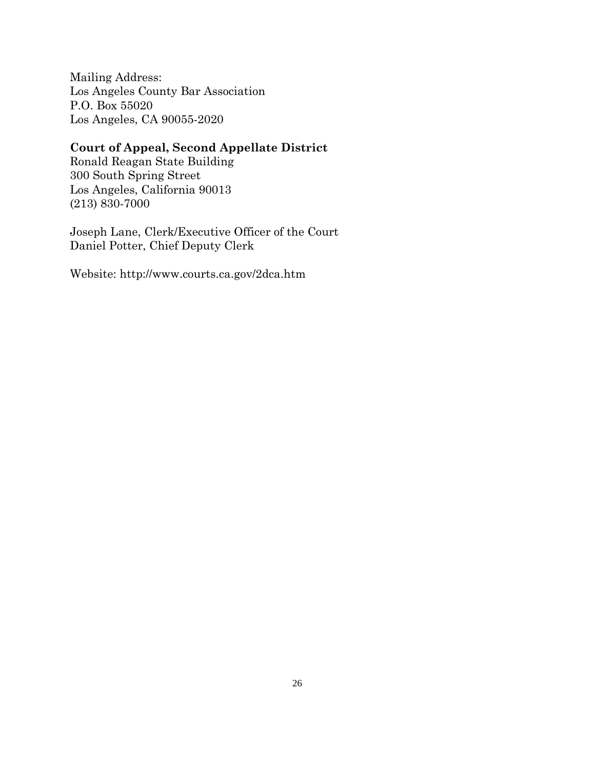Mailing Address:
Los Angeles County Bar Association
P.O. Box 55020
Los Angeles, CA 90055-2020

**Court of Appeal, Second Appellate District**
Ronald Reagan State Building
300 South Spring Street
Los Angeles, California 90013
(213) 830-7000

Joseph Lane, Clerk/Executive Officer of the Court
Daniel Potter, Chief Deputy Clerk

Website: http://www.courts.ca.gov/2dca.htm